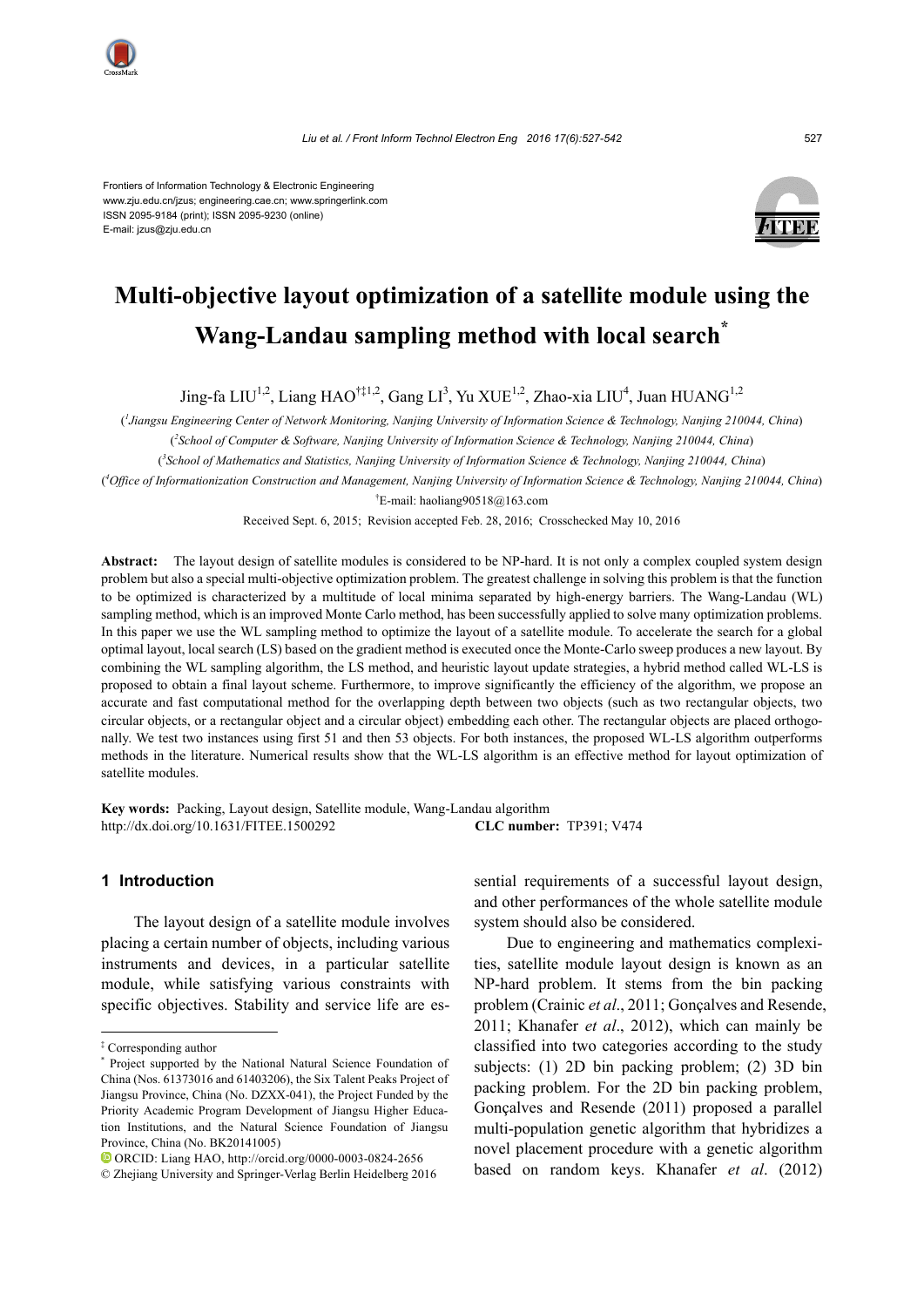Frontiers of Information Technology & Electronic Engineering
www.zju.edu.cn/jzus; engineering.cae.cn; www.springerlink.com
ISSN 2095-9184 (print); ISSN 2095-9230 (online)
E-mail: jzus@zju.edu.cn

# Multi-objective layout optimization of a satellite module using the Wang-Landau sampling method with local search*

Jing-fa LIU[1,2], Liang HAO[†‡1,2], Gang LI[3], Yu XUE[1,2], Zhao-xia LIU[4], Juan HUANG[1,2]

([1]Jiangsu Engineering Center of Network Monitoring, Nanjing University of Information Science & Technology, Nanjing 210044, China)

([2]School of Computer & Software, Nanjing University of Information Science & Technology, Nanjing 210044, China)

([3]School of Mathematics and Statistics, Nanjing University of Information Science & Technology, Nanjing 210044, China)

([4]Office of Informationization Construction and Management, Nanjing University of Information Science & Technology, Nanjing 210044, China)

[†]E-mail: haoliang90518@163.com

Received Sept. 6, 2015; Revision accepted Feb. 28, 2016; Crosschecked May 10, 2016

**Abstract:** The layout design of satellite modules is considered to be NP-hard. It is not only a complex coupled system design problem but also a special multi-objective optimization problem. The greatest challenge in solving this problem is that the function to be optimized is characterized by a multitude of local minima separated by high-energy barriers. The Wang-Landau (WL) sampling method, which is an improved Monte Carlo method, has been successfully applied to solve many optimization problems. In this paper we use the WL sampling method to optimize the layout of a satellite module. To accelerate the search for a global optimal layout, local search (LS) based on the gradient method is executed once the Monte-Carlo sweep produces a new layout. By combining the WL sampling algorithm, the LS method, and heuristic layout update strategies, a hybrid method called WL-LS is proposed to obtain a final layout scheme. Furthermore, to improve significantly the efficiency of the algorithm, we propose an accurate and fast computational method for the overlapping depth between two objects (such as two rectangular objects, two circular objects, or a rectangular object and a circular object) embedding each other. The rectangular objects are placed orthogonally. We test two instances using first 51 and then 53 objects. For both instances, the proposed WL-LS algorithm outperforms methods in the literature. Numerical results show that the WL-LS algorithm is an effective method for layout optimization of satellite modules.

**Key words:** Packing, Layout design, Satellite module, Wang-Landau algorithm
http://dx.doi.org/10.1631/FITEE.1500292 **CLC number:** TP391; V474

## 1 Introduction

The layout design of a satellite module involves placing a certain number of objects, including various instruments and devices, in a particular satellite module, while satisfying various constraints with specific objectives. Stability and service life are essential requirements of a successful layout design, and other performances of the whole satellite module system should also be considered.

Due to engineering and mathematics complexities, satellite module layout design is known as an NP-hard problem. It stems from the bin packing problem (Crainic *et al*., 2011; Gonçalves and Resende, 2011; Khanafer *et al*., 2012), which can mainly be classified into two categories according to the study subjects: (1) 2D bin packing problem; (2) 3D bin packing problem. For the 2D bin packing problem, Gonçalves and Resende (2011) proposed a parallel multi-population genetic algorithm that hybridizes a novel placement procedure with a genetic algorithm based on random keys. Khanafer *et al*. (2012)

---

‡ Corresponding author

\* Project supported by the National Natural Science Foundation of China (Nos. 61373016 and 61403206), the Six Talent Peaks Project of Jiangsu Province, China (No. DZXX-041), the Project Funded by the Priority Academic Program Development of Jiangsu Higher Education Institutions, and the Natural Science Foundation of Jiangsu Province, China (No. BK20141005)

ORCID: Liang HAO, http://orcid.org/0000-0003-0824-2656

© Zhejiang University and Springer-Verlag Berlin Heidelberg 2016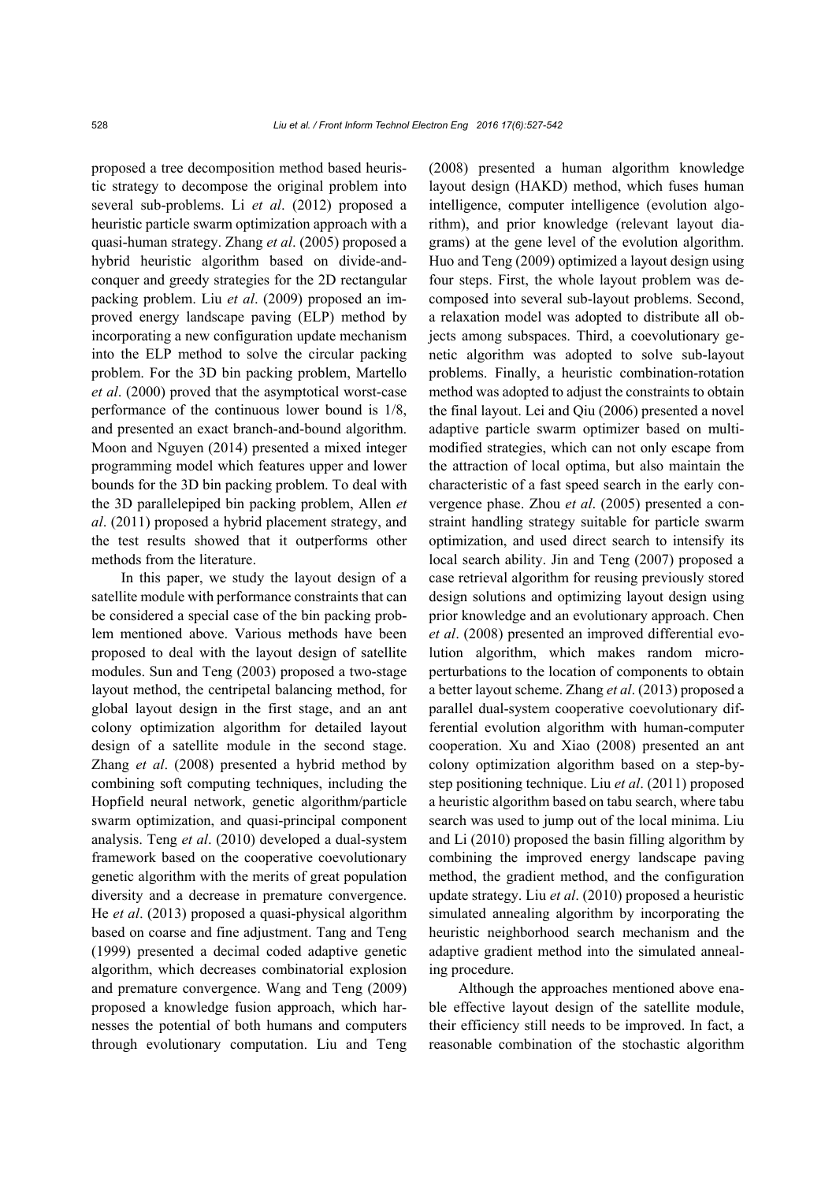proposed a tree decomposition method based heuristic strategy to decompose the original problem into several sub-problems. Li *et al*. (2012) proposed a heuristic particle swarm optimization approach with a quasi-human strategy. Zhang *et al*. (2005) proposed a hybrid heuristic algorithm based on divide-and-conquer and greedy strategies for the 2D rectangular packing problem. Liu *et al*. (2009) proposed an improved energy landscape paving (ELP) method by incorporating a new configuration update mechanism into the ELP method to solve the circular packing problem. For the 3D bin packing problem, Martello *et al*. (2000) proved that the asymptotical worst-case performance of the continuous lower bound is 1/8, and presented an exact branch-and-bound algorithm. Moon and Nguyen (2014) presented a mixed integer programming model which features upper and lower bounds for the 3D bin packing problem. To deal with the 3D parallelepiped bin packing problem, Allen *et al*. (2011) proposed a hybrid placement strategy, and the test results showed that it outperforms other methods from the literature.

In this paper, we study the layout design of a satellite module with performance constraints that can be considered a special case of the bin packing problem mentioned above. Various methods have been proposed to deal with the layout design of satellite modules. Sun and Teng (2003) proposed a two-stage layout method, the centripetal balancing method, for global layout design in the first stage, and an ant colony optimization algorithm for detailed layout design of a satellite module in the second stage. Zhang *et al*. (2008) presented a hybrid method by combining soft computing techniques, including the Hopfield neural network, genetic algorithm/particle swarm optimization, and quasi-principal component analysis. Teng *et al*. (2010) developed a dual-system framework based on the cooperative coevolutionary genetic algorithm with the merits of great population diversity and a decrease in premature convergence. He *et al*. (2013) proposed a quasi-physical algorithm based on coarse and fine adjustment. Tang and Teng (1999) presented a decimal coded adaptive genetic algorithm, which decreases combinatorial explosion and premature convergence. Wang and Teng (2009) proposed a knowledge fusion approach, which harnesses the potential of both humans and computers through evolutionary computation. Liu and Teng (2008) presented a human algorithm knowledge layout design (HAKD) method, which fuses human intelligence, computer intelligence (evolution algorithm), and prior knowledge (relevant layout diagrams) at the gene level of the evolution algorithm. Huo and Teng (2009) optimized a layout design using four steps. First, the whole layout problem was decomposed into several sub-layout problems. Second, a relaxation model was adopted to distribute all objects among subspaces. Third, a coevolutionary genetic algorithm was adopted to solve sub-layout problems. Finally, a heuristic combination-rotation method was adopted to adjust the constraints to obtain the final layout. Lei and Qiu (2006) presented a novel adaptive particle swarm optimizer based on multi-modified strategies, which can not only escape from the attraction of local optima, but also maintain the characteristic of a fast speed search in the early convergence phase. Zhou *et al*. (2005) presented a constraint handling strategy suitable for particle swarm optimization, and used direct search to intensify its local search ability. Jin and Teng (2007) proposed a case retrieval algorithm for reusing previously stored design solutions and optimizing layout design using prior knowledge and an evolutionary approach. Chen *et al*. (2008) presented an improved differential evolution algorithm, which makes random micro-perturbations to the location of components to obtain a better layout scheme. Zhang *et al*. (2013) proposed a parallel dual-system cooperative coevolutionary differential evolution algorithm with human-computer cooperation. Xu and Xiao (2008) presented an ant colony optimization algorithm based on a step-by-step positioning technique. Liu *et al*. (2011) proposed a heuristic algorithm based on tabu search, where tabu search was used to jump out of the local minima. Liu and Li (2010) proposed the basin filling algorithm by combining the improved energy landscape paving method, the gradient method, and the configuration update strategy. Liu *et al*. (2010) proposed a heuristic simulated annealing algorithm by incorporating the heuristic neighborhood search mechanism and the adaptive gradient method into the simulated annealing procedure.

Although the approaches mentioned above enable effective layout design of the satellite module, their efficiency still needs to be improved. In fact, a reasonable combination of the stochastic algorithm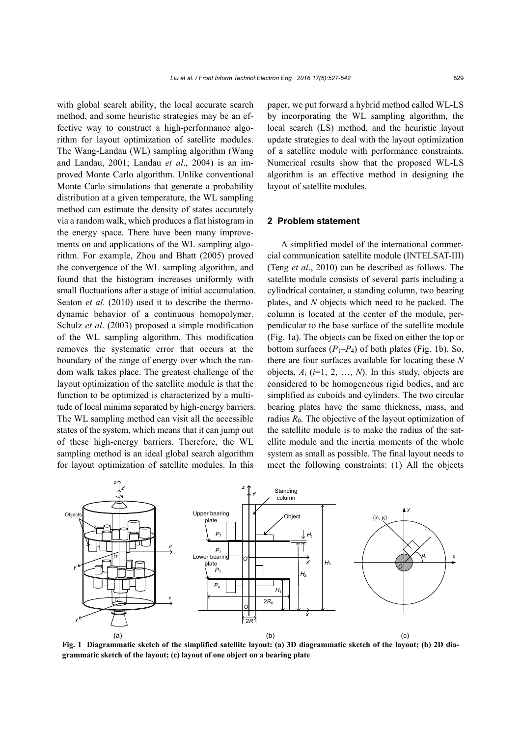with global search ability, the local accurate search method, and some heuristic strategies may be an effective way to construct a high-performance algorithm for layout optimization of satellite modules. The Wang-Landau (WL) sampling algorithm (Wang and Landau, 2001; Landau *et al*., 2004) is an improved Monte Carlo algorithm. Unlike conventional Monte Carlo simulations that generate a probability distribution at a given temperature, the WL sampling method can estimate the density of states accurately via a random walk, which produces a flat histogram in the energy space. There have been many improvements on and applications of the WL sampling algorithm. For example, Zhou and Bhatt (2005) proved the convergence of the WL sampling algorithm, and found that the histogram increases uniformly with small fluctuations after a stage of initial accumulation. Seaton *et al*. (2010) used it to describe the thermodynamic behavior of a continuous homopolymer. Schulz *et al*. (2003) proposed a simple modification of the WL sampling algorithm. This modification removes the systematic error that occurs at the boundary of the range of energy over which the random walk takes place. The greatest challenge of the layout optimization of the satellite module is that the function to be optimized is characterized by a multitude of local minima separated by high-energy barriers. The WL sampling method can visit all the accessible states of the system, which means that it can jump out of these high-energy barriers. Therefore, the WL sampling method is an ideal global search algorithm for layout optimization of satellite modules. In this paper, we put forward a hybrid method called WL-LS by incorporating the WL sampling algorithm, the local search (LS) method, and the heuristic layout update strategies to deal with the layout optimization of a satellite module with performance constraints. Numerical results show that the proposed WL-LS algorithm is an effective method in designing the layout of satellite modules.

## 2 Problem statement

A simplified model of the international commercial communication satellite module (INTELSAT-III) (Teng *et al*., 2010) can be described as follows. The satellite module consists of several parts including a cylindrical container, a standing column, two bearing plates, and $N$ objects which need to be packed. The column is located at the center of the module, perpendicular to the base surface of the satellite module (Fig. 1a). The objects can be fixed on either the top or bottom surfaces ($P_1$–$P_4$) of both plates (Fig. 1b). So, there are four surfaces available for locating these $N$ objects, $A_i$ ($i$=1, 2, …, $N$). In this study, objects are considered to be homogeneous rigid bodies, and are simplified as cuboids and cylinders. The two circular bearing plates have the same thickness, mass, and radius $R_0$. The objective of the layout optimization of the satellite module is to make the radius of the satellite module and the inertia moments of the whole system as small as possible. The final layout needs to meet the following constraints: (1) All the objects

**Fig. 1 Diagrammatic sketch of the simplified satellite layout: (a) 3D diagrammatic sketch of the layout; (b) 2D diagrammatic sketch of the layout; (c) layout of one object on a bearing plate**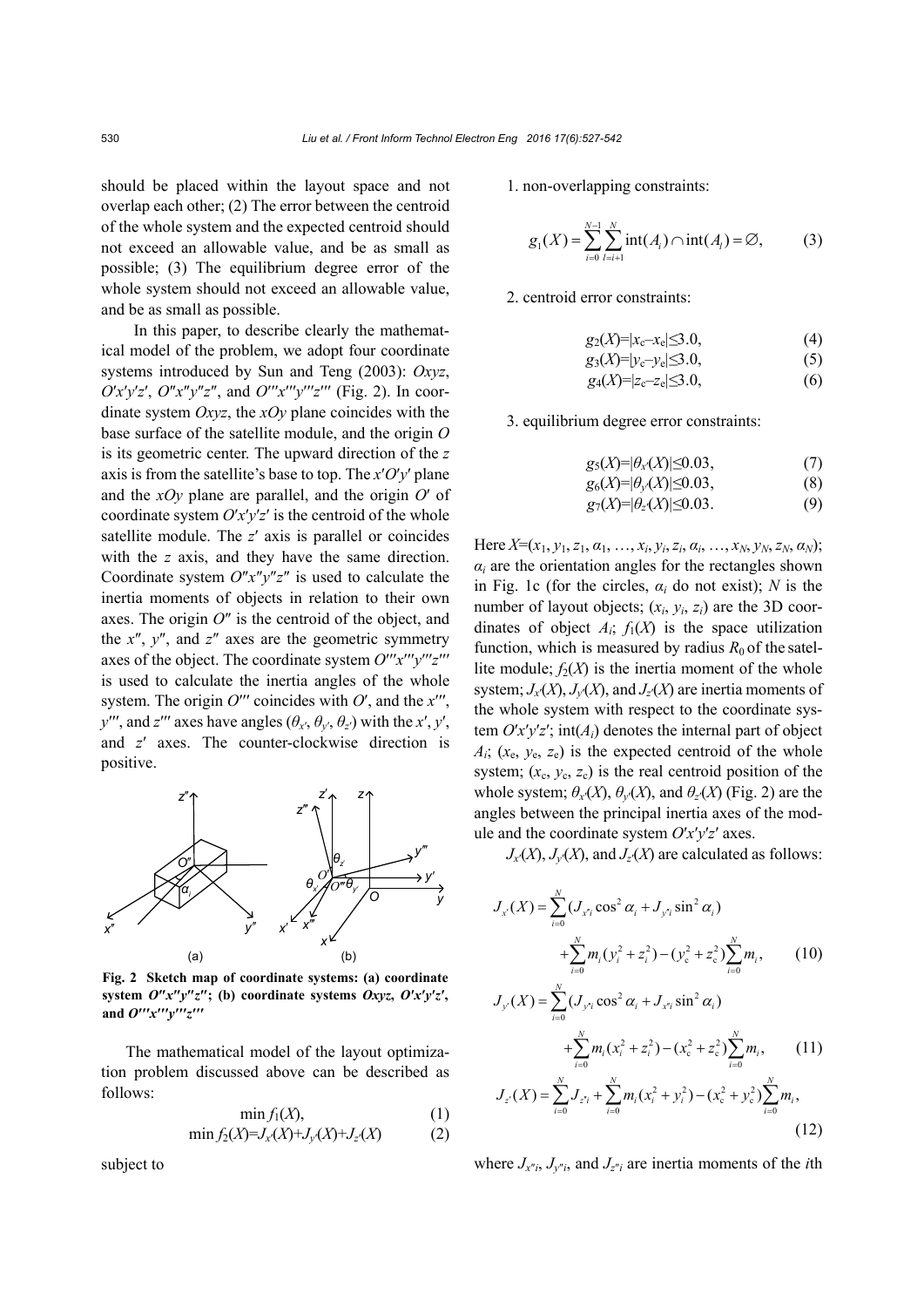should be placed within the layout space and not overlap each other; (2) The error between the centroid of the whole system and the expected centroid should not exceed an allowable value, and be as small as possible; (3) The equilibrium degree error of the whole system should not exceed an allowable value, and be as small as possible.

In this paper, to describe clearly the mathematical model of the problem, we adopt four coordinate systems introduced by Sun and Teng (2003): $Oxyz$, $O'x'y'z'$, $O''x''y''z''$, and $O'''x'''y'''z'''$ (Fig. 2). In coordinate system $Oxyz$, the $xOy$ plane coincides with the base surface of the satellite module, and the origin $O$ is its geometric center. The upward direction of the $z$ axis is from the satellite's base to top. The $x'O'y'$ plane and the $xOy$ plane are parallel, and the origin $O'$ of coordinate system $O'x'y'z'$ is the centroid of the whole satellite module. The $z'$ axis is parallel or coincides with the $z$ axis, and they have the same direction. Coordinate system $O''x''y''z''$ is used to calculate the inertia moments of objects in relation to their own axes. The origin $O''$ is the centroid of the object, and the $x''$, $y''$, and $z''$ axes are the geometric symmetry axes of the object. The coordinate system $O'''x'''y'''z'''$ is used to calculate the inertia angles of the whole system. The origin $O'''$ coincides with $O'$, and the $x'''$, $y'''$, and $z'''$ axes have angles ($\theta_{x'}$, $\theta_{y'}$, $\theta_{z'}$) with the $x'$, $y'$, and $z'$ axes. The counter-clockwise direction is positive.

**Fig. 2 Sketch map of coordinate systems: (a) coordinate system $O''x''y''z''$; (b) coordinate systems $Oxyz$, $O'x'y'z'$, and $O'''x'''y'''z'''$**

The mathematical model of the layout optimization problem discussed above can be described as follows:

$$\min f_1(X), \tag{1}$$

$$\min f_2(X)=J_{x'}(X)+J_{y'}(X)+J_{z'}(X) \tag{2}$$

subject to

1. non-overlapping constraints:

$$g_1(X)=\sum_{i=0}^{N-1}\sum_{l=i+1}^{N}\operatorname{int}(A_i)\cap\operatorname{int}(A_l)=\varnothing, \tag{3}$$

2. centroid error constraints:

$$g_2(X)=|x_c-x_e|\leq 3.0, \tag{4}$$

$$g_3(X)=|y_c-y_e|\leq 3.0, \tag{5}$$

$$g_4(X)=|z_c-z_e|\leq 3.0, \tag{6}$$

3. equilibrium degree error constraints:

$$g_5(X)=|\theta_{x'}(X)|\leq 0.03, \tag{7}$$

$$g_6(X)=|\theta_{y'}(X)|\leq 0.03, \tag{8}$$

$$g_7(X)=|\theta_{z'}(X)|\leq 0.03. \tag{9}$$

Here $X=(x_1, y_1, z_1, \alpha_1, \ldots, x_i, y_i, z_i, \alpha_i, \ldots, x_N, y_N, z_N, \alpha_N)$; $\alpha_i$ are the orientation angles for the rectangles shown in Fig. 1c (for the circles, $\alpha_i$ do not exist); $N$ is the number of layout objects; $(x_i, y_i, z_i)$ are the 3D coordinates of object $A_i$; $f_1(X)$ is the space utilization function, which is measured by radius $R_0$ of the satellite module; $f_2(X)$ is the inertia moment of the whole system; $J_{x'}(X)$, $J_{y'}(X)$, and $J_{z'}(X)$ are inertia moments of the whole system with respect to the coordinate system $O'x'y'z'$; $\operatorname{int}(A_i)$ denotes the internal part of object $A_i$; $(x_e, y_e, z_e)$ is the expected centroid of the whole system; $(x_c, y_c, z_c)$ is the real centroid position of the whole system; $\theta_{x'}(X)$, $\theta_{y'}(X)$, and $\theta_{z'}(X)$ (Fig. 2) are the angles between the principal inertia axes of the module and the coordinate system $O'x'y'z'$ axes.

$J_{x'}(X)$, $J_{y'}(X)$, and $J_{z'}(X)$ are calculated as follows:

$$J_{x'}(X)=\sum_{i=0}^{N}(J_{x''i}\cos^2\alpha_i+J_{y''i}\sin^2\alpha_i)+\sum_{i=0}^{N}m_i(y_i^2+z_i^2)-(y_c^2+z_c^2)\sum_{i=0}^{N}m_i, \tag{10}$$

$$J_{y'}(X)=\sum_{i=0}^{N}(J_{y''i}\cos^2\alpha_i+J_{x''i}\sin^2\alpha_i)+\sum_{i=0}^{N}m_i(x_i^2+z_i^2)-(x_c^2+z_c^2)\sum_{i=0}^{N}m_i, \tag{11}$$

$$J_{z'}(X)=\sum_{i=0}^{N}J_{z''i}+\sum_{i=0}^{N}m_i(x_i^2+y_i^2)-(x_c^2+y_c^2)\sum_{i=0}^{N}m_i, \tag{12}$$

where $J_{x''i}$, $J_{y''i}$, and $J_{z''i}$ are inertia moments of the $i$th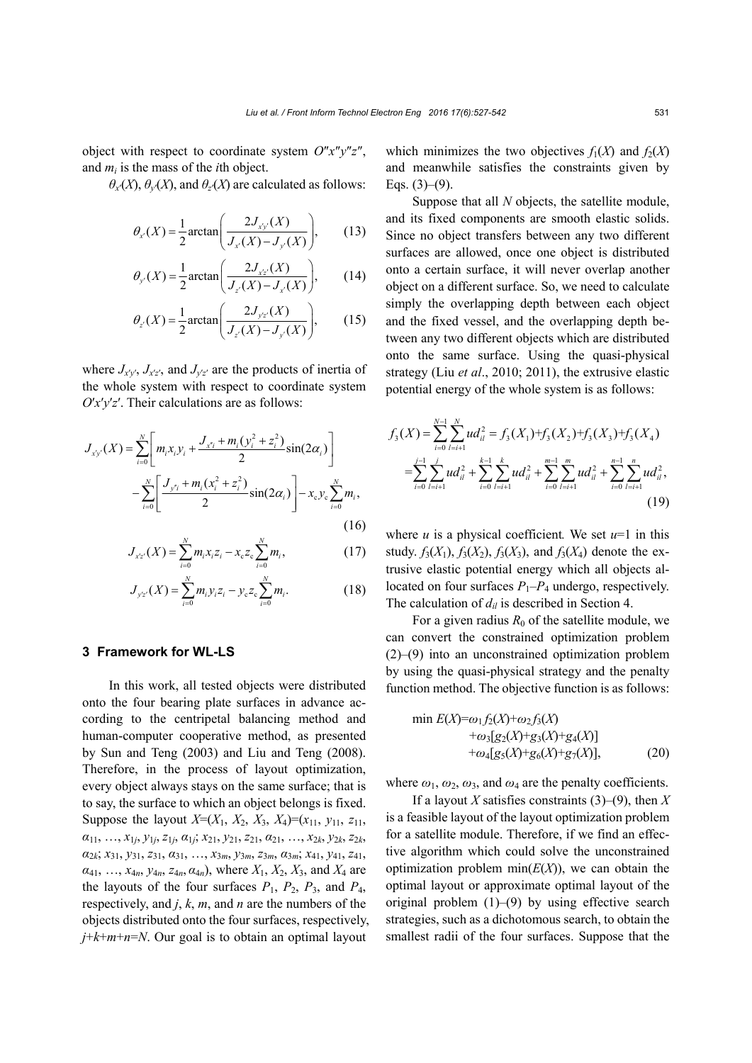object with respect to coordinate system $O''x''y''z''$, and $m_i$ is the mass of the $i$th object.

$\theta_{x'}(X)$, $\theta_{y'}(X)$, and $\theta_{z'}(X)$ are calculated as follows:

$$\theta_{x'}(X)=\frac{1}{2}\arctan\left(\frac{2J_{x'y'}(X)}{J_{x'}(X)-J_{y'}(X)}\right), \tag{13}$$

$$\theta_{y'}(X)=\frac{1}{2}\arctan\left(\frac{2J_{x'z'}(X)}{J_{z'}(X)-J_{x'}(X)}\right), \tag{14}$$

$$\theta_{z'}(X)=\frac{1}{2}\arctan\left(\frac{2J_{y'z'}(X)}{J_{z'}(X)-J_{y'}(X)}\right), \tag{15}$$

where $J_{x'y'}$, $J_{x'z'}$, and $J_{y'z'}$ are the products of inertia of the whole system with respect to coordinate system $O'x'y'z'$. Their calculations are as follows:

$$\begin{aligned}J_{x'y'}(X)=&\sum_{i=0}^{N}\left[m_i x_i y_i+\frac{J_{x''_i}+m_i(y_i^2+z_i^2)}{2}\sin(2\alpha_i)\right]\\&-\sum_{i=0}^{N}\left[\frac{J_{y''_i}+m_i(x_i^2+z_i^2)}{2}\sin(2\alpha_i)\right]-x_c y_c\sum_{i=0}^{N}m_i,\end{aligned} \tag{16}$$

$$J_{x'z'}(X)=\sum_{i=0}^{N}m_i x_i z_i - x_c z_c\sum_{i=0}^{N}m_i, \tag{17}$$

$$J_{y'z'}(X)=\sum_{i=0}^{N}m_i y_i z_i - y_c z_c\sum_{i=0}^{N}m_i. \tag{18}$$

## 3 Framework for WL-LS

In this work, all tested objects were distributed onto the four bearing plate surfaces in advance according to the centripetal balancing method and human-computer cooperative method, as presented by Sun and Teng (2003) and Liu and Teng (2008). Therefore, in the process of layout optimization, every object always stays on the same surface; that is to say, the surface to which an object belongs is fixed. Suppose the layout $X=(X_1, X_2, X_3, X_4)=(x_{11}, y_{11}, z_{11}, \alpha_{11}, \ldots, x_{1j}, y_{1j}, z_{1j}, \alpha_{1j}; x_{21}, y_{21}, z_{21}, \alpha_{21}, \ldots, x_{2k}, y_{2k}, z_{2k}, \alpha_{2k}; x_{31}, y_{31}, z_{31}, \alpha_{31}, \ldots, x_{3m}, y_{3m}, z_{3m}, \alpha_{3m}; x_{41}, y_{41}, z_{41}, \alpha_{41}, \ldots, x_{4n}, y_{4n}, z_{4n}, \alpha_{4n})$, where $X_1$, $X_2$, $X_3$, and $X_4$ are the layouts of the four surfaces $P_1$, $P_2$, $P_3$, and $P_4$, respectively, and $j$, $k$, $m$, and $n$ are the numbers of the objects distributed onto the four surfaces, respectively, $j+k+m+n=N$. Our goal is to obtain an optimal layout which minimizes the two objectives $f_1(X)$ and $f_2(X)$ and meanwhile satisfies the constraints given by Eqs. (3)–(9).

Suppose that all $N$ objects, the satellite module, and its fixed components are smooth elastic solids. Since no object transfers between any two different surfaces are allowed, once one object is distributed onto a certain surface, it will never overlap another object on a different surface. So, we need to calculate simply the overlapping depth between each object and the fixed vessel, and the overlapping depth between any two different objects which are distributed onto the same surface. Using the quasi-physical strategy (Liu *et al*., 2010; 2011), the extrusive elastic potential energy of the whole system is as follows:

$$\begin{aligned}f_3(X)=&\sum_{i=0}^{N-1}\sum_{l=i+1}^{N}ud_{il}^2=f_3(X_1)+f_3(X_2)+f_3(X_3)+f_3(X_4)\\=&\sum_{i=0}^{j-1}\sum_{l=i+1}^{j}ud_{il}^2+\sum_{i=0}^{k-1}\sum_{l=i+1}^{k}ud_{il}^2+\sum_{i=0}^{m-1}\sum_{l=i+1}^{m}ud_{il}^2+\sum_{i=0}^{n-1}\sum_{l=i+1}^{n}ud_{il}^2,\end{aligned} \tag{19}$$

where $u$ is a physical coefficient. We set $u=1$ in this study. $f_3(X_1)$, $f_3(X_2)$, $f_3(X_3)$, and $f_3(X_4)$ denote the extrusive elastic potential energy which all objects allocated on four surfaces $P_1$–$P_4$ undergo, respectively. The calculation of $d_{il}$ is described in Section 4.

For a given radius $R_0$ of the satellite module, we can convert the constrained optimization problem (2)–(9) into an unconstrained optimization problem by using the quasi-physical strategy and the penalty function method. The objective function is as follows:

$$\begin{aligned}\min E(X)=&\omega_1 f_2(X)+\omega_2 f_3(X)\\&+\omega_3[g_2(X)+g_3(X)+g_4(X)]\\&+\omega_4[g_5(X)+g_6(X)+g_7(X)],\end{aligned} \tag{20}$$

where $\omega_1$, $\omega_2$, $\omega_3$, and $\omega_4$ are the penalty coefficients.

If a layout $X$ satisfies constraints (3)–(9), then $X$ is a feasible layout of the layout optimization problem for a satellite module. Therefore, if we find an effective algorithm which could solve the unconstrained optimization problem $\min(E(X))$, we can obtain the optimal layout or approximate optimal layout of the original problem (1)–(9) by using effective search strategies, such as a dichotomous search, to obtain the smallest radii of the four surfaces. Suppose that the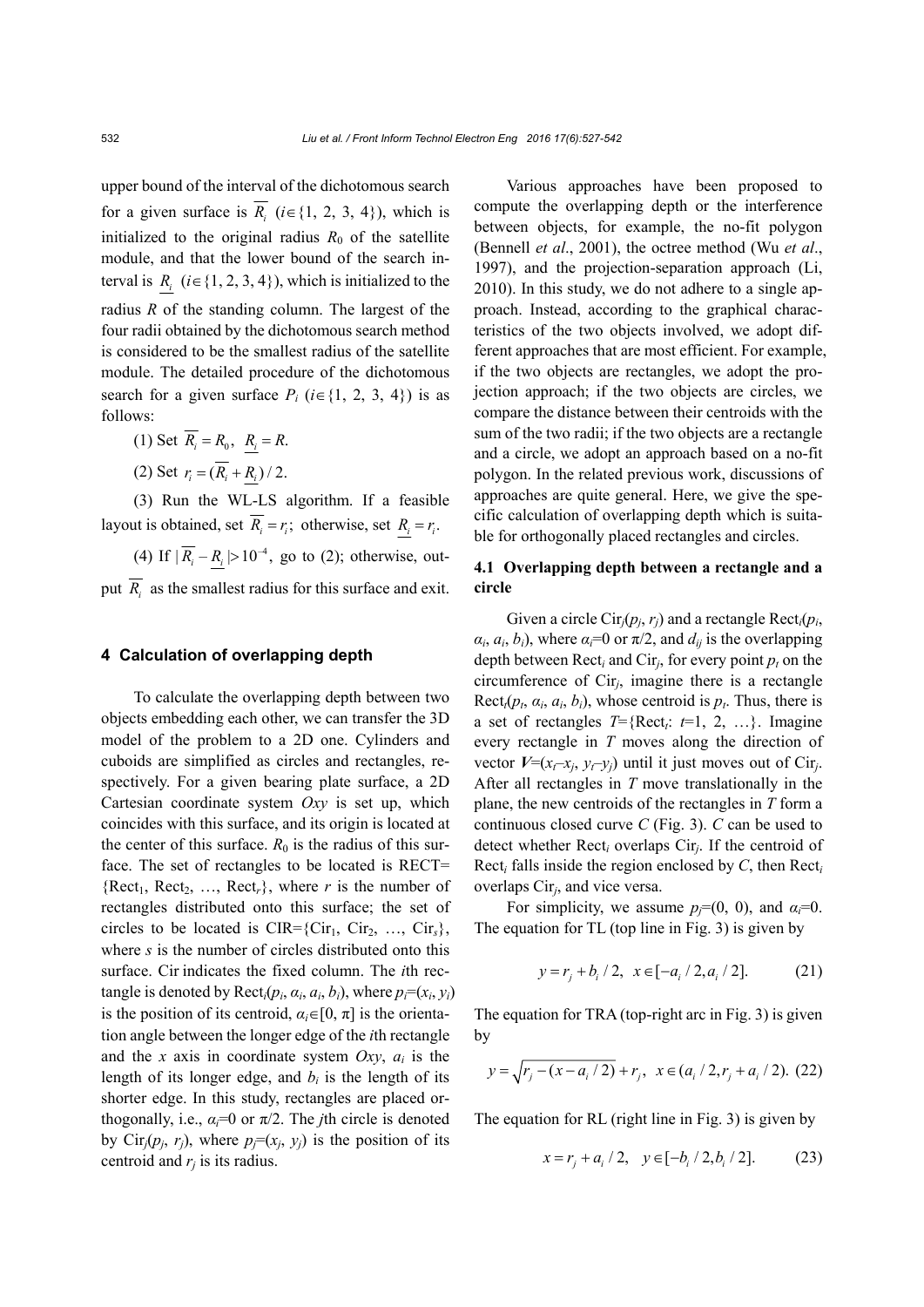upper bound of the interval of the dichotomous search for a given surface is $\overline{R_i}$ ($i \in \{1, 2, 3, 4\}$), which is initialized to the original radius $R_0$ of the satellite module, and that the lower bound of the search interval is $\underline{R_i}$ ($i \in \{1, 2, 3, 4\}$), which is initialized to the radius $R$ of the standing column. The largest of the four radii obtained by the dichotomous search method is considered to be the smallest radius of the satellite module. The detailed procedure of the dichotomous search for a given surface $P_i$ ($i \in \{1, 2, 3, 4\}$) is as follows:

(1) Set $\overline{R_i} = R_0$, $\underline{R_i} = R$.

(2) Set $r_i = (\overline{R_i} + \underline{R_i})/2$.

(3) Run the WL-LS algorithm. If a feasible layout is obtained, set $\overline{R_i} = r_i$; otherwise, set $\underline{R_i} = r_i$.

(4) If $|\overline{R_i} - \underline{R_i}| > 10^{-4}$, go to (2); otherwise, output $\overline{R_i}$ as the smallest radius for this surface and exit.

## 4 Calculation of overlapping depth

To calculate the overlapping depth between two objects embedding each other, we can transfer the 3D model of the problem to a 2D one. Cylinders and cuboids are simplified as circles and rectangles, respectively. For a given bearing plate surface, a 2D Cartesian coordinate system $Oxy$ is set up, which coincides with this surface, and its origin is located at the center of this surface. $R_0$ is the radius of this surface. The set of rectangles to be located is RECT={Rect$_1$, Rect$_2$, …, Rect$_r$}, where $r$ is the number of rectangles distributed onto this surface; the set of circles to be located is CIR={Cir$_1$, Cir$_2$, …, Cir$_s$}, where $s$ is the number of circles distributed onto this surface. Cir indicates the fixed column. The $i$th rectangle is denoted by Rect$_i$($p_i$, $\alpha_i$, $a_i$, $b_i$), where $p_i$=($x_i$, $y_i$) is the position of its centroid, $\alpha_i \in [0, \pi]$ is the orientation angle between the longer edge of the $i$th rectangle and the $x$ axis in coordinate system $Oxy$, $a_i$ is the length of its longer edge, and $b_i$ is the length of its shorter edge. In this study, rectangles are placed orthogonally, i.e., $\alpha_i$=0 or $\pi/2$. The $j$th circle is denoted by Cir$_j$($p_j$, $r_j$), where $p_j$=($x_j$, $y_j$) is the position of its centroid and $r_j$ is its radius.

Various approaches have been proposed to compute the overlapping depth or the interference between objects, for example, the no-fit polygon (Bennell *et al*., 2001), the octree method (Wu *et al*., 1997), and the projection-separation approach (Li, 2010). In this study, we do not adhere to a single approach. Instead, according to the graphical characteristics of the two objects involved, we adopt different approaches that are most efficient. For example, if the two objects are rectangles, we adopt the projection approach; if the two objects are circles, we compare the distance between their centroids with the sum of the two radii; if the two objects are a rectangle and a circle, we adopt an approach based on a no-fit polygon. In the related previous work, discussions of approaches are quite general. Here, we give the specific calculation of overlapping depth which is suitable for orthogonally placed rectangles and circles.

### 4.1 Overlapping depth between a rectangle and a circle

Given a circle Cir$_j$($p_j$, $r_j$) and a rectangle Rect$_i$($p_i$, $\alpha_i$, $a_i$, $b_i$), where $\alpha_i$=0 or $\pi/2$, and $d_{ij}$ is the overlapping depth between Rect$_i$ and Cir$_j$, for every point $p_t$ on the circumference of Cir$_j$, imagine there is a rectangle Rect$_t$($p_t$, $\alpha_i$, $a_i$, $b_i$), whose centroid is $p_t$. Thus, there is a set of rectangles $T$={Rect$_t$: $t$=1, 2, …}. Imagine every rectangle in $T$ moves along the direction of vector $\boldsymbol{V}$=($x_t$–$x_j$, $y_t$–$y_j$) until it just moves out of Cir$_j$. After all rectangles in $T$ move translationally in the plane, the new centroids of the rectangles in $T$ form a continuous closed curve $C$ (Fig. 3). $C$ can be used to detect whether Rect$_i$ overlaps Cir$_j$. If the centroid of Rect$_i$ falls inside the region enclosed by $C$, then Rect$_i$ overlaps Cir$_j$, and vice versa.

For simplicity, we assume $p_j$=(0, 0), and $\alpha_i$=0. The equation for TL (top line in Fig. 3) is given by

$$y = r_j + b_i/2, \quad x \in [-a_i/2, a_i/2]. \tag{21}$$

The equation for TRA (top-right arc in Fig. 3) is given by

$$y = \sqrt{r_j - (x - a_i/2)} + r_j, \quad x \in (a_i/2, r_j + a_i/2). \tag{22}$$

The equation for RL (right line in Fig. 3) is given by

$$x = r_j + a_i/2, \quad y \in [-b_i/2, b_i/2]. \tag{23}$$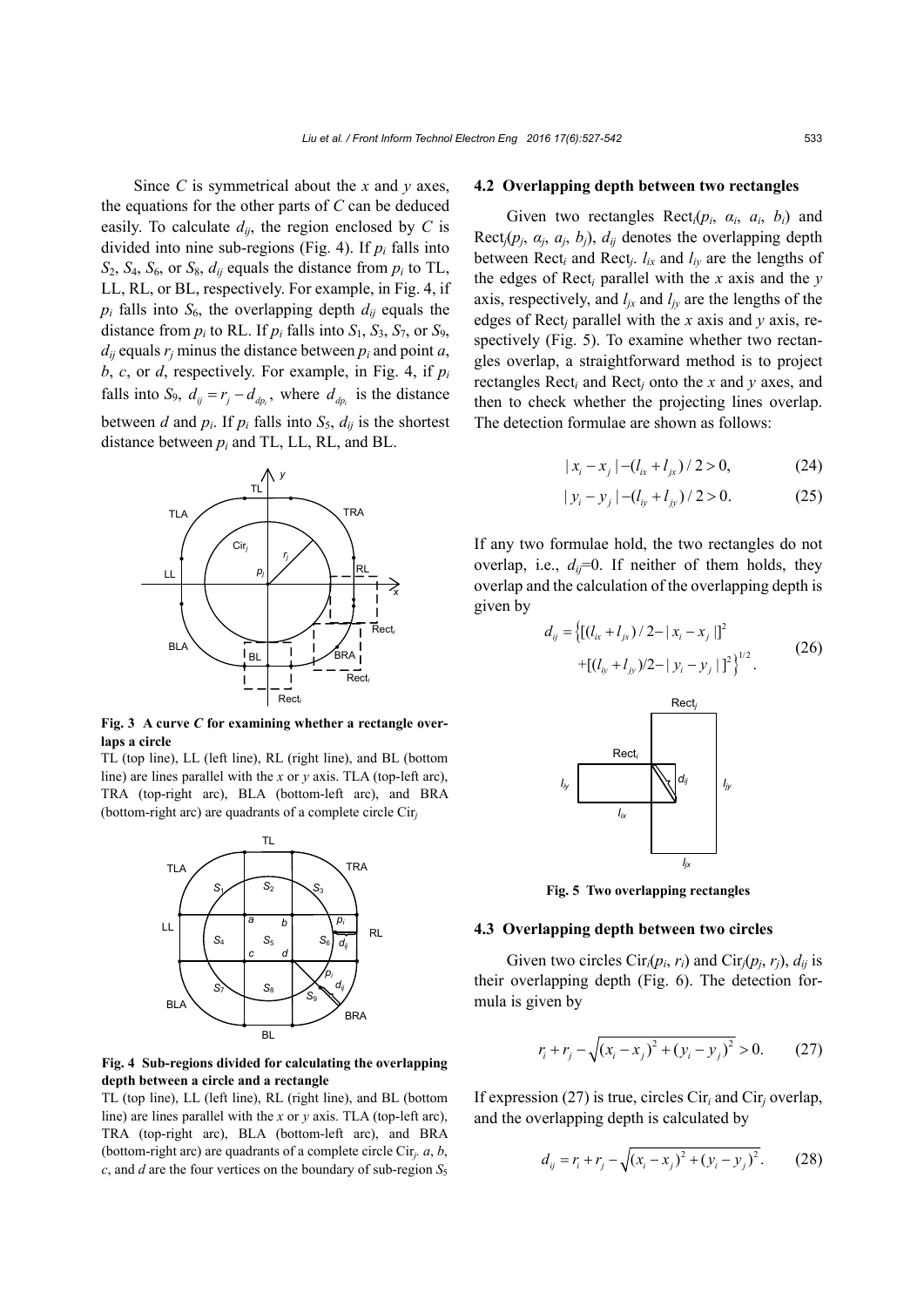Since $C$ is symmetrical about the $x$ and $y$ axes, the equations for the other parts of $C$ can be deduced easily. To calculate $d_{ij}$, the region enclosed by $C$ is divided into nine sub-regions (Fig. 4). If $p_i$ falls into $S_2$, $S_4$, $S_6$, or $S_8$, $d_{ij}$ equals the distance from $p_i$ to TL, LL, RL, or BL, respectively. For example, in Fig. 4, if $p_i$ falls into $S_6$, the overlapping depth $d_{ij}$ equals the distance from $p_i$ to RL. If $p_i$ falls into $S_1$, $S_3$, $S_7$, or $S_9$, $d_{ij}$ equals $r_j$ minus the distance between $p_i$ and point $a$, $b$, $c$, or $d$, respectively. For example, in Fig. 4, if $p_i$ falls into $S_9$, $d_{ij}=r_j-d_{dp_i}$, where $d_{dp_i}$ is the distance between $d$ and $p_i$. If $p_i$ falls into $S_5$, $d_{ij}$ is the shortest distance between $p_i$ and TL, LL, RL, and BL.

**Fig. 3 A curve $C$ for examining whether a rectangle overlaps a circle**

TL (top line), LL (left line), RL (right line), and BL (bottom line) are lines parallel with the $x$ or $y$ axis. TLA (top-left arc), TRA (top-right arc), BLA (bottom-left arc), and BRA (bottom-right arc) are quadrants of a complete circle Cir$_j$

**Fig. 4 Sub-regions divided for calculating the overlapping depth between a circle and a rectangle**

TL (top line), LL (left line), RL (right line), and BL (bottom line) are lines parallel with the $x$ or $y$ axis. TLA (top-left arc), TRA (top-right arc), BLA (bottom-left arc), and BRA (bottom-right arc) are quadrants of a complete circle Cir$_j$. $a$, $b$, $c$, and $d$ are the four vertices on the boundary of sub-region $S_5$

### 4.2 Overlapping depth between two rectangles

Given two rectangles Rect$_i$($p_i$, $\alpha_i$, $a_i$, $b_i$) and Rect$_j$($p_j$, $\alpha_j$, $a_j$, $b_j$), $d_{ij}$ denotes the overlapping depth between Rect$_i$ and Rect$_j$. $l_{ix}$ and $l_{iy}$ are the lengths of the edges of Rect$_i$ parallel with the $x$ axis and the $y$ axis, respectively, and $l_{jx}$ and $l_{jy}$ are the lengths of the edges of Rect$_j$ parallel with the $x$ axis and $y$ axis, respectively (Fig. 5). To examine whether two rectangles overlap, a straightforward method is to project rectangles Rect$_i$ and Rect$_j$ onto the $x$ and $y$ axes, and then to check whether the projecting lines overlap. The detection formulae are shown as follows:

$$|x_i-x_j|-(l_{ix}+l_{jx})/2>0, \tag{24}$$

$$|y_i-y_j|-(l_{iy}+l_{jy})/2>0. \tag{25}$$

If any two formulae hold, the two rectangles do not overlap, i.e., $d_{ij}$=0. If neither of them holds, they overlap and the calculation of the overlapping depth is given by

$$d_{ij}=\left\{[(l_{ix}+l_{jx})/2-|x_i-x_j|]^2+[(l_{iy}+l_{jy})/2-|y_i-y_j|]^2\right\}^{1/2}. \tag{26}$$

**Fig. 5 Two overlapping rectangles**

### 4.3 Overlapping depth between two circles

Given two circles Cir$_i$($p_i$, $r_i$) and Cir$_j$($p_j$, $r_j$), $d_{ij}$ is their overlapping depth (Fig. 6). The detection formula is given by

$$r_i+r_j-\sqrt{(x_i-x_j)^2+(y_i-y_j)^2}>0. \tag{27}$$

If expression (27) is true, circles Cir$_i$ and Cir$_j$ overlap, and the overlapping depth is calculated by

$$d_{ij}=r_i+r_j-\sqrt{(x_i-x_j)^2+(y_i-y_j)^2}. \tag{28}$$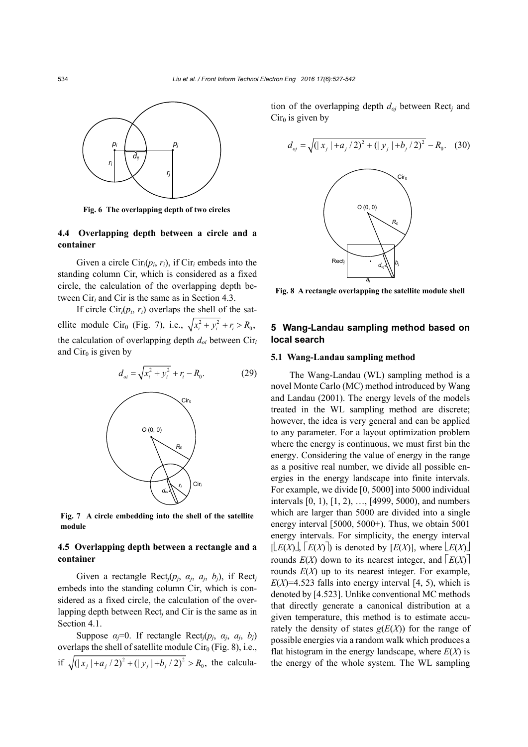Fig. 6 The overlapping depth of two circles

### 4.4 Overlapping depth between a circle and a container

Given a circle $\text{Cir}_i(p_i, r_i)$, if $\text{Cir}_i$ embeds into the standing column Cir, which is considered as a fixed circle, the calculation of the overlapping depth between $\text{Cir}_i$ and Cir is the same as in Section 4.3.

If circle $\text{Cir}_i(p_i, r_i)$ overlaps the shell of the satellite module $\text{Cir}_0$ (Fig. 7), i.e., $\sqrt{x_i^2 + y_i^2} + r_i > R_0$, the calculation of overlapping depth $d_{oi}$ between $\text{Cir}_i$ and $\text{Cir}_0$ is given by

$$d_{oi} = \sqrt{x_i^2 + y_i^2} + r_i - R_0. \quad (29)$$

Fig. 7 A circle embedding into the shell of the satellite module

### 4.5 Overlapping depth between a rectangle and a container

Given a rectangle $\text{Rect}_j(p_j, \alpha_j, a_j, b_j)$, if $\text{Rect}_j$ embeds into the standing column Cir, which is considered as a fixed circle, the calculation of the overlapping depth between $\text{Rect}_j$ and Cir is the same as in Section 4.1.

Suppose $\alpha_j$=0. If rectangle $\text{Rect}_j(p_j, \alpha_j, a_j, b_j)$ overlaps the shell of satellite module $\text{Cir}_0$ (Fig. 8), i.e., if $\sqrt{(|x_j| + a_j/2)^2 + (|y_j| + b_j/2)^2} > R_0$, the calculation of the overlapping depth $d_{oj}$ between $\text{Rect}_j$ and $\text{Cir}_0$ is given by

$$d_{oj} = \sqrt{(|x_j| + a_j/2)^2 + (|y_j| + b_j/2)^2} - R_0. \quad (30)$$

Fig. 8 A rectangle overlapping the satellite module shell

## 5 Wang-Landau sampling method based on local search

### 5.1 Wang-Landau sampling method

The Wang-Landau (WL) sampling method is a novel Monte Carlo (MC) method introduced by Wang and Landau (2001). The energy levels of the models treated in the WL sampling method are discrete; however, the idea is very general and can be applied to any parameter. For a layout optimization problem where the energy is continuous, we must first bin the energy. Considering the value of energy in the range as a positive real number, we divide all possible energies in the energy landscape into finite intervals. For example, we divide [0, 5000] into 5000 individual intervals [0, 1), [1, 2), …, [4999, 5000), and numbers which are larger than 5000 are divided into a single energy interval [5000, 5000+). Thus, we obtain 5001 energy intervals. For simplicity, the energy interval $[\lfloor E(X)\rfloor, \lceil E(X)\rceil)$ is denoted by $[E(X)]$, where $\lfloor E(X)\rfloor$ rounds $E(X)$ down to its nearest integer, and $\lceil E(X)\rceil$ rounds $E(X)$ up to its nearest integer. For example, $E(X)$=4.523 falls into energy interval [4, 5), which is denoted by [4.523]. Unlike conventional MC methods that directly generate a canonical distribution at a given temperature, this method is to estimate accurately the density of states $g(E(X))$ for the range of possible energies via a random walk which produces a flat histogram in the energy landscape, where $E(X)$ is the energy of the whole system. The WL sampling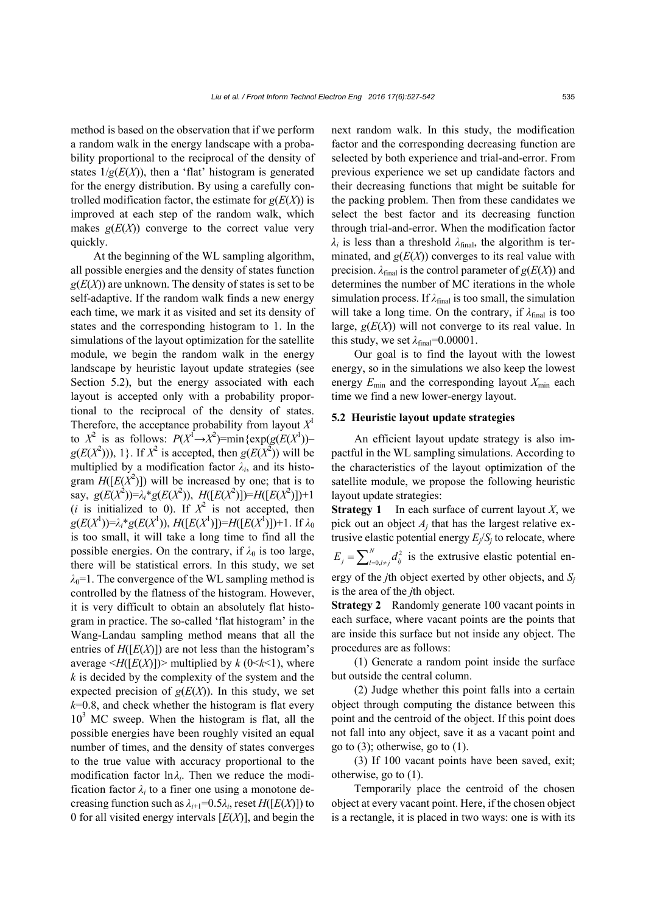method is based on the observation that if we perform a random walk in the energy landscape with a probability proportional to the reciprocal of the density of states $1/g(E(X))$, then a 'flat' histogram is generated for the energy distribution. By using a carefully controlled modification factor, the estimate for $g(E(X))$ is improved at each step of the random walk, which makes $g(E(X))$ converge to the correct value very quickly.

At the beginning of the WL sampling algorithm, all possible energies and the density of states function $g(E(X))$ are unknown. The density of states is set to be self-adaptive. If the random walk finds a new energy each time, we mark it as visited and set its density of states and the corresponding histogram to 1. In the simulations of the layout optimization for the satellite module, we begin the random walk in the energy landscape by heuristic layout update strategies (see Section 5.2), but the energy associated with each layout is accepted only with a probability proportional to the reciprocal of the density of states. Therefore, the acceptance probability from layout $X^1$ to $X^2$ is as follows: $P(X^1 \rightarrow X^2)=\min\{\exp(g(E(X^1))-g(E(X^2))), 1\}$. If $X^2$ is accepted, then $g(E(X^2))$ will be multiplied by a modification factor $\lambda_i$, and its histogram $H([E(X^2)])$ will be increased by one; that is to say, $g(E(X^2))=\lambda_i * g(E(X^2))$, $H([E(X^2)])=H([E(X^2)])+1$ ($i$ is initialized to 0). If $X^2$ is not accepted, then $g(E(X^1))=\lambda_i * g(E(X^1))$, $H([E(X^1)])=H([E(X^1)])+1$. If $\lambda_0$ is too small, it will take a long time to find all the possible energies. On the contrary, if $\lambda_0$ is too large, there will be statistical errors. In this study, we set $\lambda_0=1$. The convergence of the WL sampling method is controlled by the flatness of the histogram. However, it is very difficult to obtain an absolutely flat histogram in practice. The so-called 'flat histogram' in the Wang-Landau sampling method means that all the entries of $H([E(X)])$ are not less than the histogram's average $\langle H([E(X)])\rangle$ multiplied by $k$ ($0<k<1$), where $k$ is decided by the complexity of the system and the expected precision of $g(E(X))$. In this study, we set $k=0.8$, and check whether the histogram is flat every $10^3$ MC sweep. When the histogram is flat, all the possible energies have been roughly visited an equal number of times, and the density of states converges to the true value with accuracy proportional to the modification factor $\ln\lambda_i$. Then we reduce the modification factor $\lambda_i$ to a finer one using a monotone decreasing function such as $\lambda_{i+1}=0.5\lambda_i$, reset $H([E(X)])$ to 0 for all visited energy intervals $[E(X)]$, and begin the next random walk. In this study, the modification factor and the corresponding decreasing function are selected by both experience and trial-and-error. From previous experience we set up candidate factors and their decreasing functions that might be suitable for the packing problem. Then from these candidates we select the best factor and its decreasing function through trial-and-error. When the modification factor $\lambda_i$ is less than a threshold $\lambda_{\text{final}}$, the algorithm is terminated, and $g(E(X))$ converges to its real value with precision. $\lambda_{\text{final}}$ is the control parameter of $g(E(X))$ and determines the number of MC iterations in the whole simulation process. If $\lambda_{\text{final}}$ is too small, the simulation will take a long time. On the contrary, if $\lambda_{\text{final}}$ is too large, $g(E(X))$ will not converge to its real value. In this study, we set $\lambda_{\text{final}}=0.00001$.

Our goal is to find the layout with the lowest energy, so in the simulations we also keep the lowest energy $E_{\min}$ and the corresponding layout $X_{\min}$ each time we find a new lower-energy layout.

### 5.2 Heuristic layout update strategies

An efficient layout update strategy is also impactful in the WL sampling simulations. According to the characteristics of the layout optimization of the satellite module, we propose the following heuristic layout update strategies:

**Strategy 1** In each surface of current layout $X$, we pick out an object $A_j$ that has the largest relative extrusive elastic potential energy $E_j/S_j$ to relocate, where $E_j=\sum_{l=0, l\neq j}^{N} d_{lj}^2$ is the extrusive elastic potential energy of the $j$th object exerted by other objects, and $S_j$ is the area of the $j$th object.

**Strategy 2** Randomly generate 100 vacant points in each surface, where vacant points are the points that are inside this surface but not inside any object. The procedures are as follows:

(1) Generate a random point inside the surface but outside the central column.

(2) Judge whether this point falls into a certain object through computing the distance between this point and the centroid of the object. If this point does not fall into any object, save it as a vacant point and go to (3); otherwise, go to (1).

(3) If 100 vacant points have been saved, exit; otherwise, go to (1).

Temporarily place the centroid of the chosen object at every vacant point. Here, if the chosen object is a rectangle, it is placed in two ways: one is with its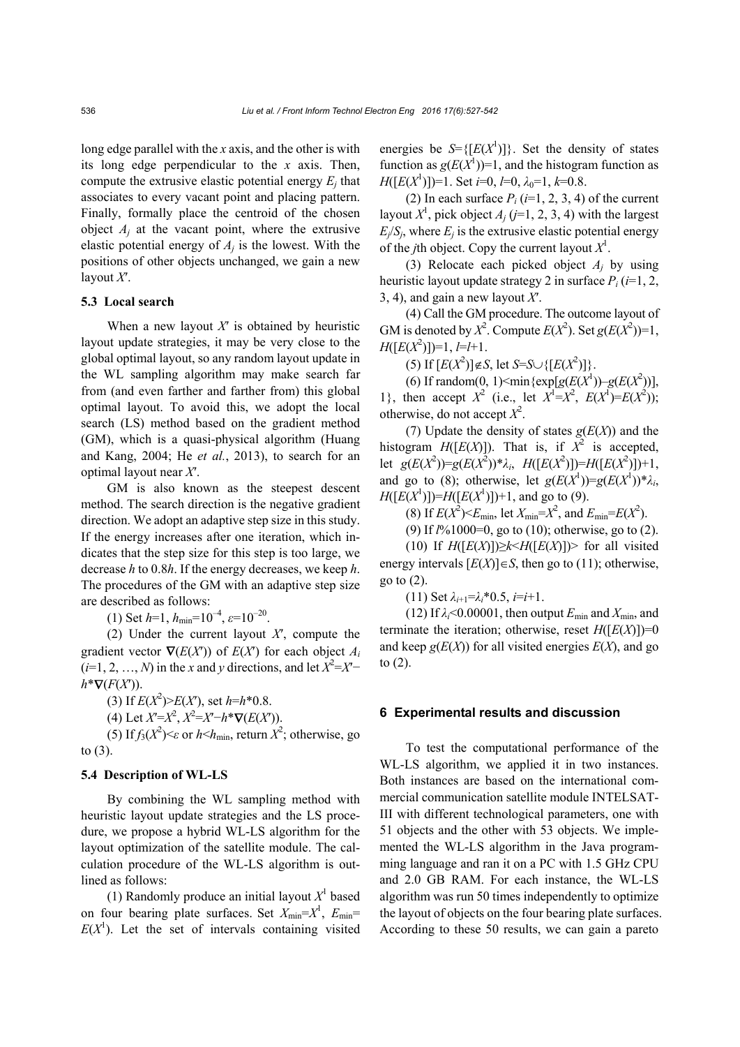long edge parallel with the $x$ axis, and the other is with its long edge perpendicular to the $x$ axis. Then, compute the extrusive elastic potential energy $E_j$ that associates to every vacant point and placing pattern. Finally, formally place the centroid of the chosen object $A_j$ at the vacant point, where the extrusive elastic potential energy of $A_j$ is the lowest. With the positions of other objects unchanged, we gain a new layout $X'$.

### 5.3 Local search

When a new layout $X'$ is obtained by heuristic layout update strategies, it may be very close to the global optimal layout, so any random layout update in the WL sampling algorithm may make search far from (and even farther and farther from) this global optimal layout. To avoid this, we adopt the local search (LS) method based on the gradient method (GM), which is a quasi-physical algorithm (Huang and Kang, 2004; He *et al.*, 2013), to search for an optimal layout near $X'$.

GM is also known as the steepest descent method. The search direction is the negative gradient direction. We adopt an adaptive step size in this study. If the energy increases after one iteration, which indicates that the step size for this step is too large, we decrease $h$ to $0.8h$. If the energy decreases, we keep $h$. The procedures of the GM with an adaptive step size are described as follows:

(1) Set $h=1$, $h_{\min}=10^{-4}$, $\varepsilon=10^{-20}$.

(2) Under the current layout $X'$, compute the gradient vector $\nabla(E(X'))$ of $E(X')$ for each object $A_i$ ($i=1, 2, \ldots, N$) in the $x$ and $y$ directions, and let $X^2=X'-h*\nabla(F(X'))$.

(3) If $E(X^2)>E(X')$, set $h=h*0.8$.

(4) Let $X'=X^2$, $X^2=X'-h*\nabla(E(X'))$.

(5) If $f_3(X^2)<\varepsilon$ or $h<h_{\min}$, return $X^2$; otherwise, go to (3).

### 5.4 Description of WL-LS

By combining the WL sampling method with heuristic layout update strategies and the LS procedure, we propose a hybrid WL-LS algorithm for the layout optimization of the satellite module. The calculation procedure of the WL-LS algorithm is outlined as follows:

(1) Randomly produce an initial layout $X^1$ based on four bearing plate surfaces. Set $X_{\min}=X^1$, $E_{\min}=E(X^1)$. Let the set of intervals containing visited energies be $S=\{[E(X^1)]\}$. Set the density of states function as $g(E(X^1))=1$, and the histogram function as $H([E(X^1)])=1$. Set $i=0$, $l=0$, $\lambda_0=1$, $k=0.8$.

(2) In each surface $P_i$ ($i=1, 2, 3, 4$) of the current layout $X^1$, pick object $A_j$ ($j=1, 2, 3, 4$) with the largest $E_j/S_j$, where $E_j$ is the extrusive elastic potential energy of the $j$th object. Copy the current layout $X^1$.

(3) Relocate each picked object $A_j$ by using heuristic layout update strategy 2 in surface $P_i$ ($i=1, 2, 3, 4$), and gain a new layout $X'$.

(4) Call the GM procedure. The outcome layout of GM is denoted by $X^2$. Compute $E(X^2)$. Set $g(E(X^2))=1$, $H([E(X^2)])=1$, $l=l+1$.

(5) If $[E(X^2)]\notin S$, let $S=S\cup\{[E(X^2)]\}$.

(6) If random(0, 1)<min{exp[$g(E(X^1))-g(E(X^2))$], 1}, then accept $X^2$ (i.e., let $X^1=X^2$, $E(X^1)=E(X^2)$); otherwise, do not accept $X^2$.

(7) Update the density of states $g(E(X))$ and the histogram $H([E(X)])$. That is, if $X^2$ is accepted, let $g(E(X^2))=g(E(X^2))*\lambda_i$, $H([E(X^2)])=H([E(X^2)])+1$, and go to (8); otherwise, let $g(E(X^1))=g(E(X^1))*\lambda_i$, $H([E(X^1)])=H([E(X^1)])+1$, and go to (9).

(8) If $E(X^2)<E_{\min}$, let $X_{\min}=X^2$, and $E_{\min}=E(X^2)$.

(9) If $l$%1000=0, go to (10); otherwise, go to (2).

(10) If $H([E(X)])\geq k<H([E(X)])>$ for all visited energy intervals $[E(X)]\in S$, then go to (11); otherwise, go to (2).

(11) Set $\lambda_{i+1}=\lambda_i*0.5$, $i=i+1$.

(12) If $\lambda_i<0.00001$, then output $E_{\min}$ and $X_{\min}$, and terminate the iteration; otherwise, reset $H([E(X)])=0$ and keep $g(E(X))$ for all visited energies $E(X)$, and go to (2).

## 6 Experimental results and discussion

To test the computational performance of the WL-LS algorithm, we applied it in two instances. Both instances are based on the international commercial communication satellite module INTELSAT-III with different technological parameters, one with 51 objects and the other with 53 objects. We implemented the WL-LS algorithm in the Java programming language and ran it on a PC with 1.5 GHz CPU and 2.0 GB RAM. For each instance, the WL-LS algorithm was run 50 times independently to optimize the layout of objects on the four bearing plate surfaces. According to these 50 results, we can gain a pareto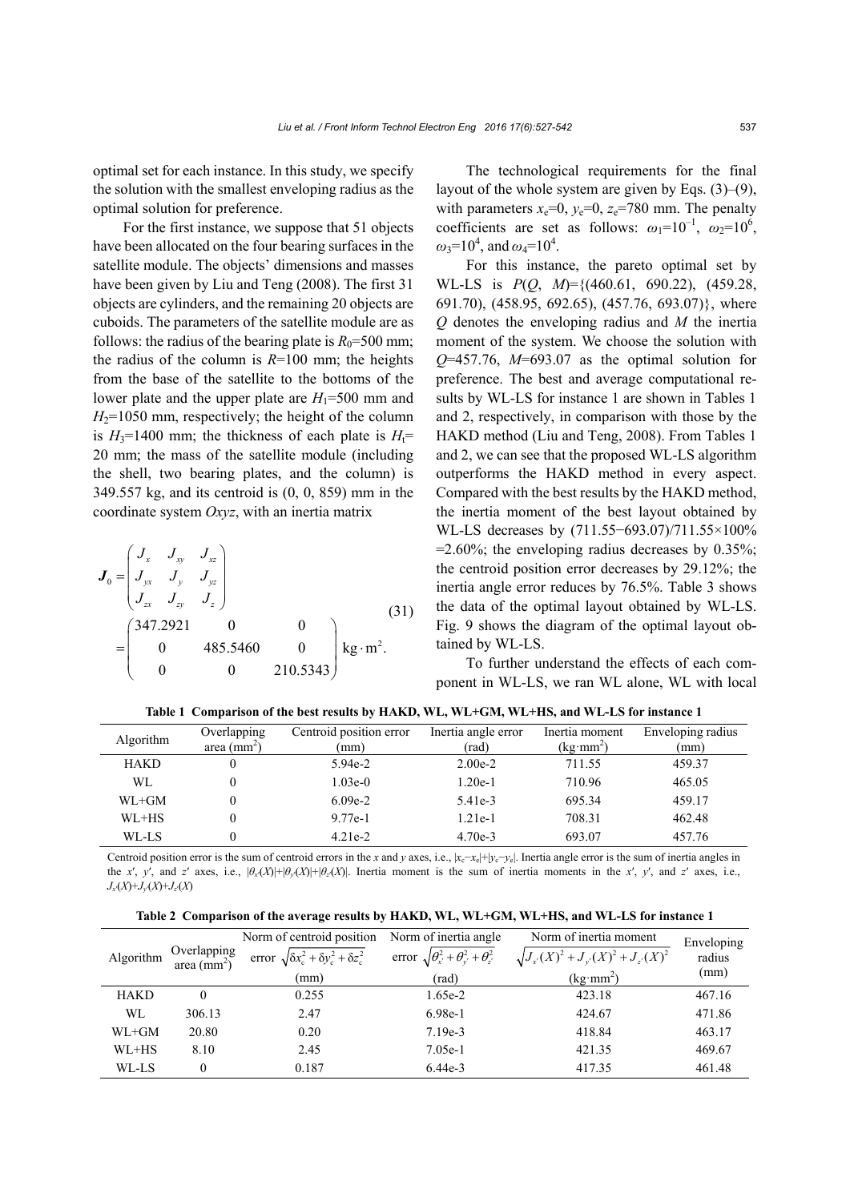optimal set for each instance. In this study, we specify the solution with the smallest enveloping radius as the optimal solution for preference.

For the first instance, we suppose that 51 objects have been allocated on the four bearing surfaces in the satellite module. The objects' dimensions and masses have been given by Liu and Teng (2008). The first 31 objects are cylinders, and the remaining 20 objects are cuboids. The parameters of the satellite module are as follows: the radius of the bearing plate is $R_0$=500 mm; the radius of the column is $R$=100 mm; the heights from the base of the satellite to the bottoms of the lower plate and the upper plate are $H_1$=500 mm and $H_2$=1050 mm, respectively; the height of the column is $H_3$=1400 mm; the thickness of each plate is $H_t$= 20 mm; the mass of the satellite module (including the shell, two bearing plates, and the column) is 349.557 kg, and its centroid is (0, 0, 859) mm in the coordinate system $Oxyz$, with an inertia matrix

$$
\boldsymbol{J}_0 = \begin{pmatrix} J_x & J_{xy} & J_{xz} \\ J_{yx} & J_y & J_{yz} \\ J_{zx} & J_{zy} & J_z \end{pmatrix} = \begin{pmatrix} 347.2921 & 0 & 0 \\ 0 & 485.5460 & 0 \\ 0 & 0 & 210.5343 \end{pmatrix} \text{kg}\cdot\text{m}^2. \tag{31}
$$

The technological requirements for the final layout of the whole system are given by Eqs. (3)–(9), with parameters $x_e$=0, $y_e$=0, $z_e$=780 mm. The penalty coefficients are set as follows: $\omega_1$=$10^{-1}$, $\omega_2$=$10^6$, $\omega_3$=$10^4$, and $\omega_4$=$10^4$.

For this instance, the pareto optimal set by WL-LS is $P(Q, M)$={(460.61, 690.22), (459.28, 691.70), (458.95, 692.65), (457.76, 693.07)}, where $Q$ denotes the enveloping radius and $M$ the inertia moment of the system. We choose the solution with $Q$=457.76, $M$=693.07 as the optimal solution for preference. The best and average computational results by WL-LS for instance 1 are shown in Tables 1 and 2, respectively, in comparison with those by the HAKD method (Liu and Teng, 2008). From Tables 1 and 2, we can see that the proposed WL-LS algorithm outperforms the HAKD method in every aspect. Compared with the best results by the HAKD method, the inertia moment of the best layout obtained by WL-LS decreases by (711.55−693.07)/711.55×100% =2.60%; the enveloping radius decreases by 0.35%; the centroid position error decreases by 29.12%; the inertia angle error reduces by 76.5%. Table 3 shows the data of the optimal layout obtained by WL-LS. Fig. 9 shows the diagram of the optimal layout obtained by WL-LS.

To further understand the effects of each component in WL-LS, we ran WL alone, WL with local

**Table 1 Comparison of the best results by HAKD, WL, WL+GM, WL+HS, and WL-LS for instance 1**

| Algorithm | Overlapping area (mm$^2$) | Centroid position error (mm) | Inertia angle error (rad) | Inertia moment (kg·mm$^2$) | Enveloping radius (mm) |
|---|---|---|---|---|---|
| HAKD | 0 | 5.94e-2 | 2.00e-2 | 711.55 | 459.37 |
| WL | 0 | 1.03e-0 | 1.20e-1 | 710.96 | 465.05 |
| WL+GM | 0 | 6.09e-2 | 5.41e-3 | 695.34 | 459.17 |
| WL+HS | 0 | 9.77e-1 | 1.21e-1 | 708.31 | 462.48 |
| WL-LS | 0 | 4.21e-2 | 4.70e-3 | 693.07 | 457.76 |

Centroid position error is the sum of centroid errors in the $x$ and $y$ axes, i.e., $|x_c-x_e|+|y_c-y_e|$. Inertia angle error is the sum of inertia angles in the $x'$, $y'$, and $z'$ axes, i.e., $|\theta_{x'}(X)|+|\theta_{y'}(X)|+|\theta_{z'}(X)|$. Inertia moment is the sum of inertia moments in the $x'$, $y'$, and $z'$ axes, i.e., $J_{x'}(X)+J_{y'}(X)+J_{z'}(X)$

**Table 2 Comparison of the average results by HAKD, WL, WL+GM, WL+HS, and WL-LS for instance 1**

| Algorithm | Overlapping area (mm$^2$) | Norm of centroid position error $\sqrt{\delta x_c^2+\delta y_c^2+\delta z_c^2}$ (mm) | Norm of inertia angle error $\sqrt{\theta_{x'}^2+\theta_{y'}^2+\theta_{z'}^2}$ (rad) | Norm of inertia moment $\sqrt{J_{x'}(X)^2+J_{y'}(X)^2+J_{z'}(X)^2}$ (kg·mm$^2$) | Enveloping radius (mm) |
|---|---|---|---|---|---|
| HAKD | 0 | 0.255 | 1.65e-2 | 423.18 | 467.16 |
| WL | 306.13 | 2.47 | 6.98e-1 | 424.67 | 471.86 |
| WL+GM | 20.80 | 0.20 | 7.19e-3 | 418.84 | 463.17 |
| WL+HS | 8.10 | 2.45 | 7.05e-1 | 421.35 | 469.67 |
| WL-LS | 0 | 0.187 | 6.44e-3 | 417.35 | 461.48 |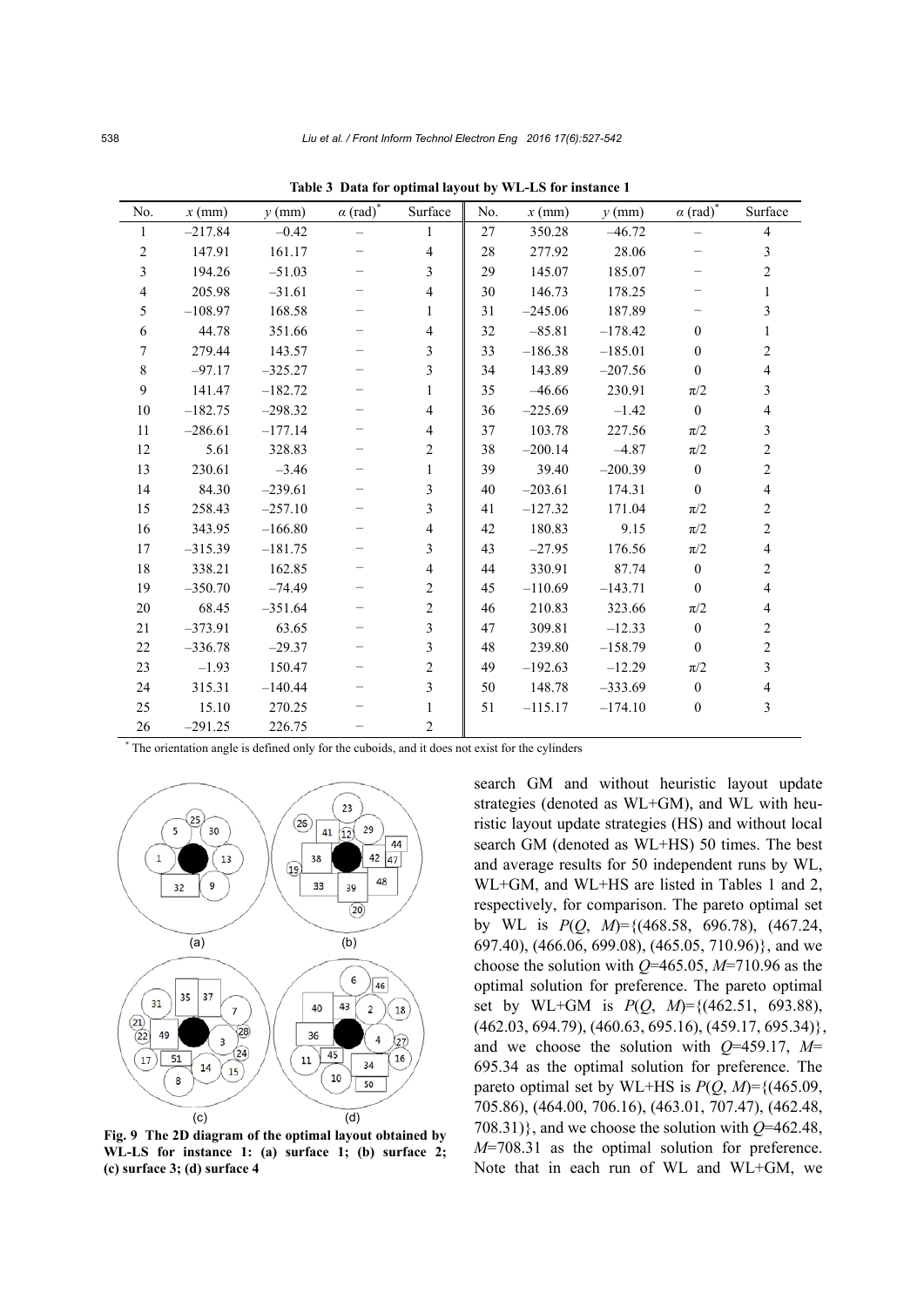**Table 3 Data for optimal layout by WL-LS for instance 1**

| No. | $x$ (mm) | $y$ (mm) | $\alpha$ (rad)* | Surface | No. | $x$ (mm) | $y$ (mm) | $\alpha$ (rad)* | Surface |
|---|---|---|---|---|---|---|---|---|---|
| 1 | −217.84 | −0.42 | − | 1 | 27 | 350.28 | −46.72 | − | 4 |
| 2 | 147.91 | 161.17 | − | 4 | 28 | 277.92 | 28.06 | − | 3 |
| 3 | 194.26 | −51.03 | − | 3 | 29 | 145.07 | 185.07 | − | 2 |
| 4 | 205.98 | −31.61 | − | 4 | 30 | 146.73 | 178.25 | − | 1 |
| 5 | −108.97 | 168.58 | − | 1 | 31 | −245.06 | 187.89 | − | 3 |
| 6 | 44.78 | 351.66 | − | 4 | 32 | −85.81 | −178.42 | 0 | 1 |
| 7 | 279.44 | 143.57 | − | 3 | 33 | −186.38 | −185.01 | 0 | 2 |
| 8 | −97.17 | −325.27 | − | 3 | 34 | 143.89 | −207.56 | 0 | 4 |
| 9 | 141.47 | −182.72 | − | 1 | 35 | −46.66 | 230.91 | $\pi/2$ | 3 |
| 10 | −182.75 | −298.32 | − | 4 | 36 | −225.69 | −1.42 | 0 | 4 |
| 11 | −286.61 | −177.14 | − | 4 | 37 | 103.78 | 227.56 | $\pi/2$ | 3 |
| 12 | 5.61 | 328.83 | − | 2 | 38 | −200.14 | −4.87 | $\pi/2$ | 2 |
| 13 | 230.61 | −3.46 | − | 1 | 39 | 39.40 | −200.39 | 0 | 2 |
| 14 | 84.30 | −239.61 | − | 3 | 40 | −203.61 | 174.31 | 0 | 4 |
| 15 | 258.43 | −257.10 | − | 3 | 41 | −127.32 | 171.04 | $\pi/2$ | 2 |
| 16 | 343.95 | −166.80 | − | 4 | 42 | 180.83 | 9.15 | $\pi/2$ | 2 |
| 17 | −315.39 | −181.75 | − | 3 | 43 | −27.95 | 176.56 | $\pi/2$ | 4 |
| 18 | 338.21 | 162.85 | − | 4 | 44 | 330.91 | 87.74 | 0 | 2 |
| 19 | −350.70 | −74.49 | − | 2 | 45 | −110.69 | −143.71 | 0 | 4 |
| 20 | 68.45 | −351.64 | − | 2 | 46 | 210.83 | 323.66 | $\pi/2$ | 4 |
| 21 | −373.91 | 63.65 | − | 3 | 47 | 309.81 | −12.33 | 0 | 2 |
| 22 | −336.78 | −29.37 | − | 3 | 48 | 239.80 | −158.79 | 0 | 2 |
| 23 | −1.93 | 150.47 | − | 2 | 49 | −192.63 | −12.29 | $\pi/2$ | 3 |
| 24 | 315.31 | −140.44 | − | 3 | 50 | 148.78 | −333.69 | 0 | 4 |
| 25 | 15.10 | 270.25 | − | 1 | 51 | −115.17 | −174.10 | 0 | 3 |
| 26 | −291.25 | 226.75 | − | 2 | | | | | |

* The orientation angle is defined only for the cuboids, and it does not exist for the cylinders

**Fig. 9 The 2D diagram of the optimal layout obtained by WL-LS for instance 1: (a) surface 1; (b) surface 2; (c) surface 3; (d) surface 4**

search GM and without heuristic layout update strategies (denoted as WL+GM), and WL with heuristic layout update strategies (HS) and without local search GM (denoted as WL+HS) 50 times. The best and average results for 50 independent runs by WL, WL+GM, and WL+HS are listed in Tables 1 and 2, respectively, for comparison. The pareto optimal set by WL is $P(Q, M)$={(468.58, 696.78), (467.24, 697.40), (466.06, 699.08), (465.05, 710.96)}, and we choose the solution with $Q$=465.05, $M$=710.96 as the optimal solution for preference. The pareto optimal set by WL+GM is $P(Q, M)$={(462.51, 693.88), (462.03, 694.79), (460.63, 695.16), (459.17, 695.34)}, and we choose the solution with $Q$=459.17, $M$=695.34 as the optimal solution for preference. The pareto optimal set by WL+HS is $P(Q, M)$={(465.09, 705.86), (464.00, 706.16), (463.01, 707.47), (462.48, 708.31)}, and we choose the solution with $Q$=462.48, $M$=708.31 as the optimal solution for preference. Note that in each run of WL and WL+GM, we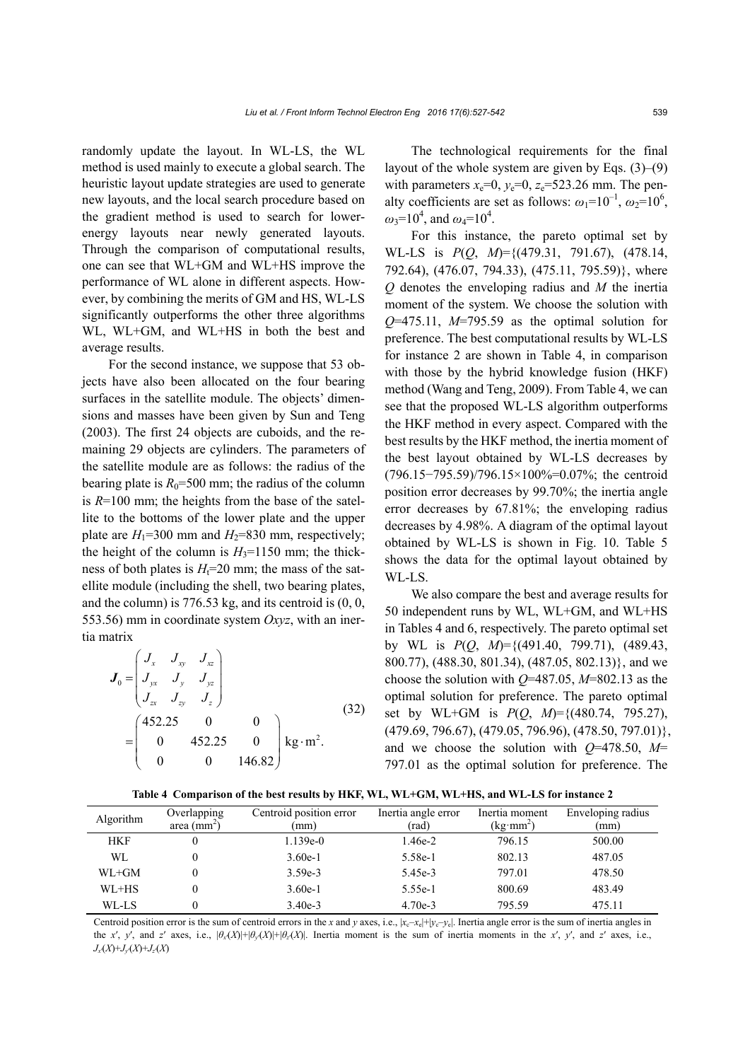randomly update the layout. In WL-LS, the WL method is used mainly to execute a global search. The heuristic layout update strategies are used to generate new layouts, and the local search procedure based on the gradient method is used to search for lower-energy layouts near newly generated layouts. Through the comparison of computational results, one can see that WL+GM and WL+HS improve the performance of WL alone in different aspects. However, by combining the merits of GM and HS, WL-LS significantly outperforms the other three algorithms WL, WL+GM, and WL+HS in both the best and average results.

For the second instance, we suppose that 53 objects have also been allocated on the four bearing surfaces in the satellite module. The objects' dimensions and masses have been given by Sun and Teng (2003). The first 24 objects are cuboids, and the remaining 29 objects are cylinders. The parameters of the satellite module are as follows: the radius of the bearing plate is $R_0$=500 mm; the radius of the column is $R$=100 mm; the heights from the base of the satellite to the bottoms of the lower plate and the upper plate are $H_1$=300 mm and $H_2$=830 mm, respectively; the height of the column is $H_3$=1150 mm; the thickness of both plates is $H_t$=20 mm; the mass of the satellite module (including the shell, two bearing plates, and the column) is 776.53 kg, and its centroid is (0, 0, 553.56) mm in coordinate system *Oxyz*, with an inertia matrix

$$
\boldsymbol{J}_0 = \begin{pmatrix} J_x & J_{xy} & J_{xz} \\ J_{yx} & J_y & J_{yz} \\ J_{zx} & J_{zy} & J_z \end{pmatrix} = \begin{pmatrix} 452.25 & 0 & 0 \\ 0 & 452.25 & 0 \\ 0 & 0 & 146.82 \end{pmatrix} \text{kg} \cdot \text{m}^2. \tag{32}
$$

The technological requirements for the final layout of the whole system are given by Eqs. (3)–(9) with parameters $x_e$=0, $y_e$=0, $z_e$=523.26 mm. The penalty coefficients are set as follows: $\omega_1=10^{-1}$, $\omega_2=10^6$, $\omega_3=10^4$, and $\omega_4=10^4$.

For this instance, the pareto optimal set by WL-LS is $P(Q, M)$={(479.31, 791.67), (478.14, 792.64), (476.07, 794.33), (475.11, 795.59)}, where $Q$ denotes the enveloping radius and $M$ the inertia moment of the system. We choose the solution with $Q$=475.11, $M$=795.59 as the optimal solution for preference. The best computational results by WL-LS for instance 2 are shown in Table 4, in comparison with those by the hybrid knowledge fusion (HKF) method (Wang and Teng, 2009). From Table 4, we can see that the proposed WL-LS algorithm outperforms the HKF method in every aspect. Compared with the best results by the HKF method, the inertia moment of the best layout obtained by WL-LS decreases by (796.15−795.59)/796.15×100%=0.07%; the centroid position error decreases by 99.70%; the inertia angle error decreases by 67.81%; the enveloping radius decreases by 4.98%. A diagram of the optimal layout obtained by WL-LS is shown in Fig. 10. Table 5 shows the data for the optimal layout obtained by WL-LS.

We also compare the best and average results for 50 independent runs by WL, WL+GM, and WL+HS in Tables 4 and 6, respectively. The pareto optimal set by WL is $P(Q, M)$={(491.40, 799.71), (489.43, 800.77), (488.30, 801.34), (487.05, 802.13)}, and we choose the solution with $Q$=487.05, $M$=802.13 as the optimal solution for preference. The pareto optimal set by WL+GM is $P(Q, M)$={(480.74, 795.27), (479.69, 796.67), (479.05, 796.96), (478.50, 797.01)}, and we choose the solution with $Q$=478.50, $M$=797.01 as the optimal solution for preference. The

**Table 4 Comparison of the best results by HKF, WL, WL+GM, WL+HS, and WL-LS for instance 2**

| Algorithm | Overlapping area (mm$^2$) | Centroid position error (mm) | Inertia angle error (rad) | Inertia moment (kg·mm$^2$) | Enveloping radius (mm) |
|---|---|---|---|---|---|
| HKF | 0 | 1.139e-0 | 1.46e-2 | 796.15 | 500.00 |
| WL | 0 | 3.60e-1 | 5.58e-1 | 802.13 | 487.05 |
| WL+GM | 0 | 3.59e-3 | 5.45e-3 | 797.01 | 478.50 |
| WL+HS | 0 | 3.60e-1 | 5.55e-1 | 800.69 | 483.49 |
| WL-LS | 0 | 3.40e-3 | 4.70e-3 | 795.59 | 475.11 |

Centroid position error is the sum of centroid errors in the $x$ and $y$ axes, i.e., $|x_c-x_e|+|y_c-y_e|$. Inertia angle error is the sum of inertia angles in the $x'$, $y'$, and $z'$ axes, i.e., $|\theta_x(X)|+|\theta_y(X)|+|\theta_z(X)|$. Inertia moment is the sum of inertia moments in the $x'$, $y'$, and $z'$ axes, i.e., $J_x(X)+J_y(X)+J_z(X)$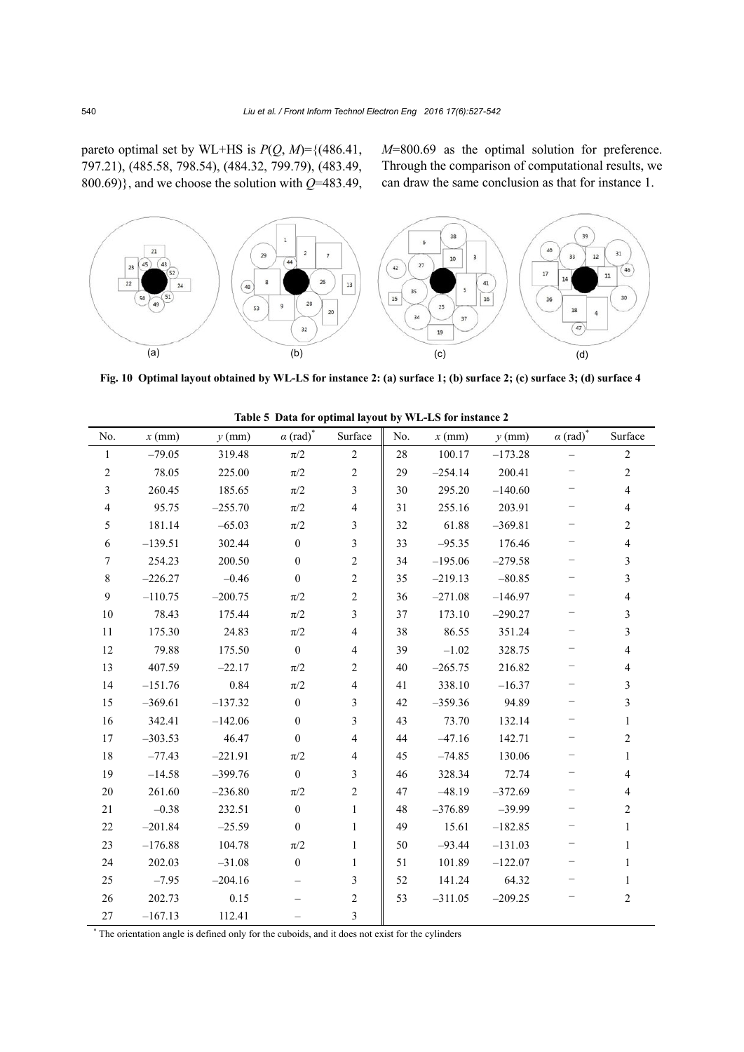pareto optimal set by WL+HS is $P(Q, M)$={(486.41, 797.21), (485.58, 798.54), (484.32, 799.79), (483.49, 800.69)}, and we choose the solution with $Q$=483.49, $M$=800.69 as the optimal solution for preference. Through the comparison of computational results, we can draw the same conclusion as that for instance 1.

**Fig. 10 Optimal layout obtained by WL-LS for instance 2: (a) surface 1; (b) surface 2; (c) surface 3; (d) surface 4**

**Table 5 Data for optimal layout by WL-LS for instance 2**

| No. | $x$ (mm) | $y$ (mm) | $\alpha$ (rad)* | Surface | No. | $x$ (mm) | $y$ (mm) | $\alpha$ (rad)* | Surface |
|---|---|---|---|---|---|---|---|---|---|
| 1 | −79.05 | 319.48 | $\pi/2$ | 2 | 28 | 100.17 | −173.28 | – | 2 |
| 2 | 78.05 | 225.00 | $\pi/2$ | 2 | 29 | −254.14 | 200.41 | – | 2 |
| 3 | 260.45 | 185.65 | $\pi/2$ | 3 | 30 | 295.20 | −140.60 | – | 4 |
| 4 | 95.75 | −255.70 | $\pi/2$ | 4 | 31 | 255.16 | 203.91 | – | 4 |
| 5 | 181.14 | −65.03 | $\pi/2$ | 3 | 32 | 61.88 | −369.81 | – | 2 |
| 6 | −139.51 | 302.44 | 0 | 3 | 33 | −95.35 | 176.46 | – | 4 |
| 7 | 254.23 | 200.50 | 0 | 2 | 34 | −195.06 | −279.58 | – | 3 |
| 8 | −226.27 | −0.46 | 0 | 2 | 35 | −219.13 | −80.85 | – | 3 |
| 9 | −110.75 | −200.75 | $\pi/2$ | 2 | 36 | −271.08 | −146.97 | – | 4 |
| 10 | 78.43 | 175.44 | $\pi/2$ | 3 | 37 | 173.10 | −290.27 | – | 3 |
| 11 | 175.30 | 24.83 | $\pi/2$ | 4 | 38 | 86.55 | 351.24 | – | 3 |
| 12 | 79.88 | 175.50 | 0 | 4 | 39 | −1.02 | 328.75 | – | 4 |
| 13 | 407.59 | −22.17 | $\pi/2$ | 2 | 40 | −265.75 | 216.82 | – | 4 |
| 14 | −151.76 | 0.84 | $\pi/2$ | 4 | 41 | 338.10 | −16.37 | – | 3 |
| 15 | −369.61 | −137.32 | 0 | 3 | 42 | −359.36 | 94.89 | – | 3 |
| 16 | 342.41 | −142.06 | 0 | 3 | 43 | 73.70 | 132.14 | – | 1 |
| 17 | −303.53 | 46.47 | 0 | 4 | 44 | −47.16 | 142.71 | – | 2 |
| 18 | −77.43 | −221.91 | $\pi/2$ | 4 | 45 | −74.85 | 130.06 | – | 1 |
| 19 | −14.58 | −399.76 | 0 | 3 | 46 | 328.34 | 72.74 | – | 4 |
| 20 | 261.60 | −236.80 | $\pi/2$ | 2 | 47 | −48.19 | −372.69 | – | 4 |
| 21 | −0.38 | 232.51 | 0 | 1 | 48 | −376.89 | −39.99 | – | 2 |
| 22 | −201.84 | −25.59 | 0 | 1 | 49 | 15.61 | −182.85 | – | 1 |
| 23 | −176.88 | 104.78 | $\pi/2$ | 1 | 50 | −93.44 | −131.03 | – | 1 |
| 24 | 202.03 | −31.08 | 0 | 1 | 51 | 101.89 | −122.07 | – | 1 |
| 25 | −7.95 | −204.16 | – | 3 | 52 | 141.24 | 64.32 | – | 1 |
| 26 | 202.73 | 0.15 | – | 2 | 53 | −311.05 | −209.25 | – | 2 |
| 27 | −167.13 | 112.41 | – | 3 | | | | | |

\* The orientation angle is defined only for the cuboids, and it does not exist for the cylinders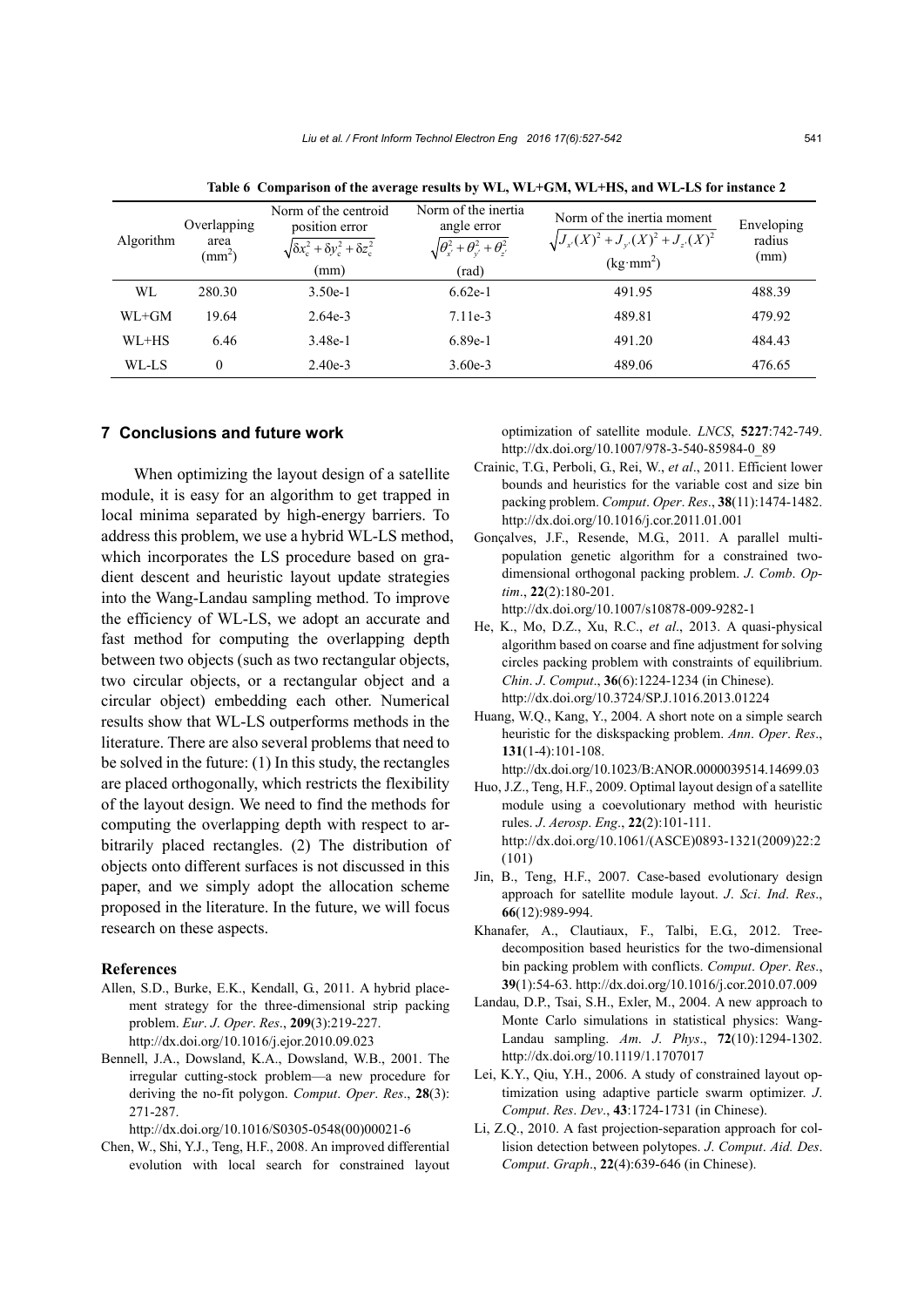Table 6 Comparison of the average results by WL, WL+GM, WL+HS, and WL-LS for instance 2

| Algorithm | Overlapping area (mm$^2$) | Norm of the centroid position error $\sqrt{\delta x_c^2+\delta y_c^2+\delta z_c^2}$ (mm) | Norm of the inertia angle error $\sqrt{\theta_{x'}^2+\theta_{y'}^2+\theta_{z'}^2}$ (rad) | Norm of the inertia moment $\sqrt{J_{x'}(X)^2+J_{y'}(X)^2+J_{z'}(X)^2}$ (kg·mm$^2$) | Enveloping radius (mm) |
|---|---|---|---|---|---|
| WL | 280.30 | 3.50e-1 | 6.62e-1 | 491.95 | 488.39 |
| WL+GM | 19.64 | 2.64e-3 | 7.11e-3 | 489.81 | 479.92 |
| WL+HS | 6.46 | 3.48e-1 | 6.89e-1 | 491.20 | 484.43 |
| WL-LS | 0 | 2.40e-3 | 3.60e-3 | 489.06 | 476.65 |

## 7 Conclusions and future work

When optimizing the layout design of a satellite module, it is easy for an algorithm to get trapped in local minima separated by high-energy barriers. To address this problem, we use a hybrid WL-LS method, which incorporates the LS procedure based on gradient descent and heuristic layout update strategies into the Wang-Landau sampling method. To improve the efficiency of WL-LS, we adopt an accurate and fast method for computing the overlapping depth between two objects (such as two rectangular objects, two circular objects, or a rectangular object and a circular object) embedding each other. Numerical results show that WL-LS outperforms methods in the literature. There are also several problems that need to be solved in the future: (1) In this study, the rectangles are placed orthogonally, which restricts the flexibility of the layout design. We need to find the methods for computing the overlapping depth with respect to arbitrarily placed rectangles. (2) The distribution of objects onto different surfaces is not discussed in this paper, and we simply adopt the allocation scheme proposed in the literature. In the future, we will focus research on these aspects.

### References

Allen, S.D., Burke, E.K., Kendall, G., 2011. A hybrid placement strategy for the three-dimensional strip packing problem. *Eur. J. Oper. Res.*, **209**(3):219-227. http://dx.doi.org/10.1016/j.ejor.2010.09.023

Bennell, J.A., Dowsland, K.A., Dowsland, W.B., 2001. The irregular cutting-stock problem—a new procedure for deriving the no-fit polygon. *Comput. Oper. Res.*, **28**(3): 271-287. http://dx.doi.org/10.1016/S0305-0548(00)00021-6

Chen, W., Shi, Y.J., Teng, H.F., 2008. An improved differential evolution with local search for constrained layout optimization of satellite module. *LNCS*, **5227**:742-749. http://dx.doi.org/10.1007/978-3-540-85984-0_89

Crainic, T.G., Perboli, G., Rei, W., *et al.*, 2011. Efficient lower bounds and heuristics for the variable cost and size bin packing problem. *Comput. Oper. Res.*, **38**(11):1474-1482. http://dx.doi.org/10.1016/j.cor.2011.01.001

Gonçalves, J.F., Resende, M.G., 2011. A parallel multi-population genetic algorithm for a constrained two-dimensional orthogonal packing problem. *J. Comb. Optim.*, **22**(2):180-201. http://dx.doi.org/10.1007/s10878-009-9282-1

He, K., Mo, D.Z., Xu, R.C., *et al.*, 2013. A quasi-physical algorithm based on coarse and fine adjustment for solving circles packing problem with constraints of equilibrium. *Chin. J. Comput.*, **36**(6):1224-1234 (in Chinese). http://dx.doi.org/10.3724/SP.J.1016.2013.01224

Huang, W.Q., Kang, Y., 2004. A short note on a simple search heuristic for the diskspacking problem. *Ann. Oper. Res.*, **131**(1-4):101-108. http://dx.doi.org/10.1023/B:ANOR.0000039514.14699.03

Huo, J.Z., Teng, H.F., 2009. Optimal layout design of a satellite module using a coevolutionary method with heuristic rules. *J. Aerosp. Eng.*, **22**(2):101-111. http://dx.doi.org/10.1061/(ASCE)0893-1321(2009)22:2(101)

Jin, B., Teng, H.F., 2007. Case-based evolutionary design approach for satellite module layout. *J. Sci. Ind. Res.*, **66**(12):989-994.

Khanafer, A., Clautiaux, F., Talbi, E.G., 2012. Tree-decomposition based heuristics for the two-dimensional bin packing problem with conflicts. *Comput. Oper. Res.*, **39**(1):54-63. http://dx.doi.org/10.1016/j.cor.2010.07.009

Landau, D.P., Tsai, S.H., Exler, M., 2004. A new approach to Monte Carlo simulations in statistical physics: Wang-Landau sampling. *Am. J. Phys.*, **72**(10):1294-1302. http://dx.doi.org/10.1119/1.1707017

Lei, K.Y., Qiu, Y.H., 2006. A study of constrained layout optimization using adaptive particle swarm optimizer. *J. Comput. Res. Dev.*, **43**:1724-1731 (in Chinese).

Li, Z.Q., 2010. A fast projection-separation approach for collision detection between polytopes. *J. Comput. Aid. Des. Comput. Graph.*, **22**(4):639-646 (in Chinese).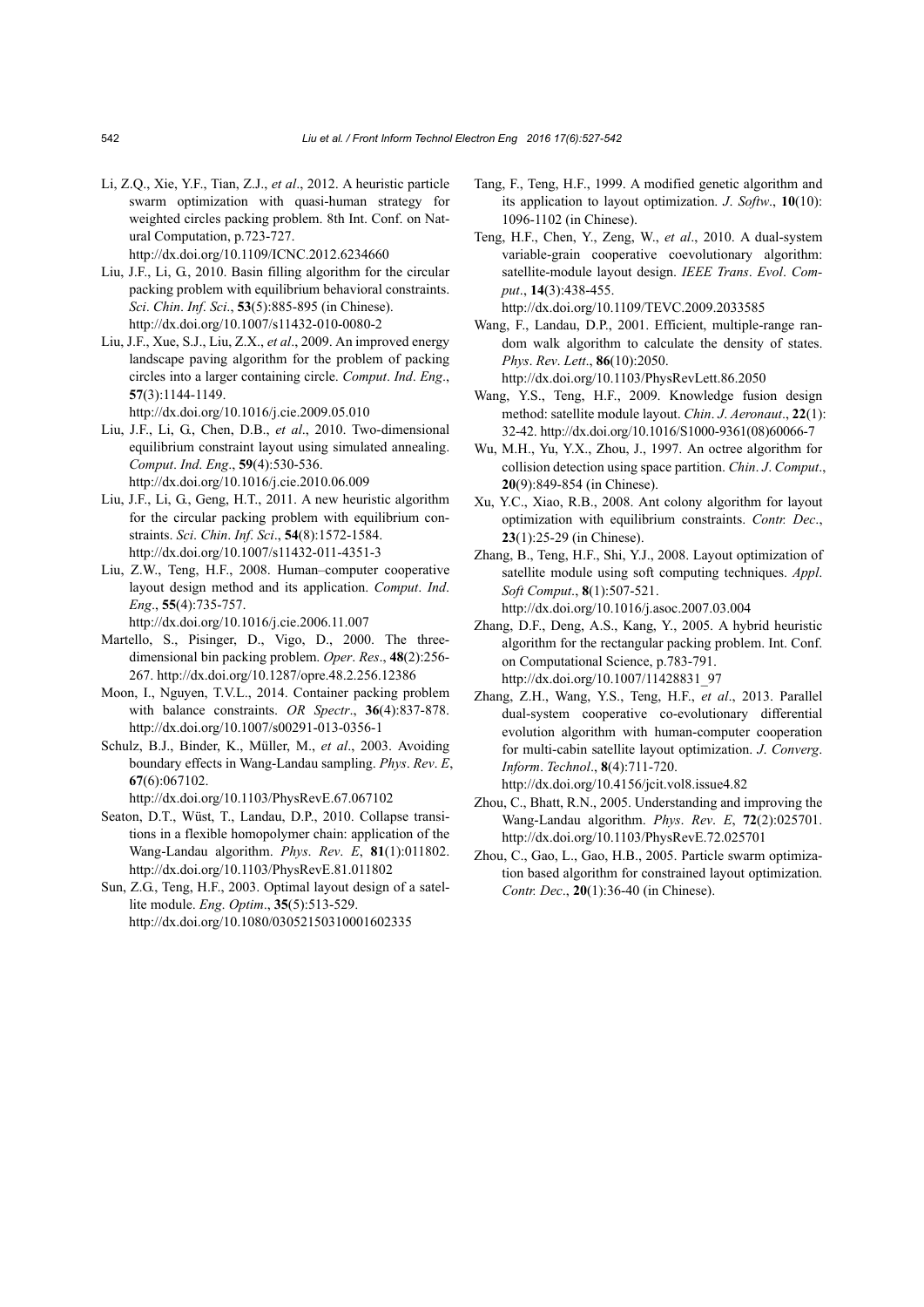Li, Z.Q., Xie, Y.F., Tian, Z.J., *et al*., 2012. A heuristic particle swarm optimization with quasi-human strategy for weighted circles packing problem. 8th Int. Conf. on Natural Computation, p.723-727. http://dx.doi.org/10.1109/ICNC.2012.6234660

Liu, J.F., Li, G., 2010. Basin filling algorithm for the circular packing problem with equilibrium behavioral constraints. *Sci*. *Chin*. *Inf*. *Sci*., **53**(5):885-895 (in Chinese). http://dx.doi.org/10.1007/s11432-010-0080-2

Liu, J.F., Xue, S.J., Liu, Z.X., *et al*., 2009. An improved energy landscape paving algorithm for the problem of packing circles into a larger containing circle. *Comput*. *Ind*. *Eng*., **57**(3):1144-1149. http://dx.doi.org/10.1016/j.cie.2009.05.010

Liu, J.F., Li, G., Chen, D.B., *et al*., 2010. Two-dimensional equilibrium constraint layout using simulated annealing. *Comput*. *Ind*. *Eng*., **59**(4):530-536. http://dx.doi.org/10.1016/j.cie.2010.06.009

Liu, J.F., Li, G., Geng, H.T., 2011. A new heuristic algorithm for the circular packing problem with equilibrium constraints. *Sci*. *Chin*. *Inf*. *Sci*., **54**(8):1572-1584. http://dx.doi.org/10.1007/s11432-011-4351-3

Liu, Z.W., Teng, H.F., 2008. Human–computer cooperative layout design method and its application. *Comput*. *Ind*. *Eng*., **55**(4):735-757. http://dx.doi.org/10.1016/j.cie.2006.11.007

Martello, S., Pisinger, D., Vigo, D., 2000. The three-dimensional bin packing problem. *Oper*. *Res*., **48**(2):256-267. http://dx.doi.org/10.1287/opre.48.2.256.12386

Moon, I., Nguyen, T.V.L., 2014. Container packing problem with balance constraints. *OR Spectr*., **36**(4):837-878. http://dx.doi.org/10.1007/s00291-013-0356-1

Schulz, B.J., Binder, K., Müller, M., *et al*., 2003. Avoiding boundary effects in Wang-Landau sampling. *Phys*. *Rev*. *E*, **67**(6):067102. http://dx.doi.org/10.1103/PhysRevE.67.067102

Seaton, D.T., Wüst, T., Landau, D.P., 2010. Collapse transitions in a flexible homopolymer chain: application of the Wang-Landau algorithm. *Phys*. *Rev*. *E*, **81**(1):011802. http://dx.doi.org/10.1103/PhysRevE.81.011802

Sun, Z.G., Teng, H.F., 2003. Optimal layout design of a satellite module. *Eng*. *Optim*., **35**(5):513-529. http://dx.doi.org/10.1080/03052150310001602335

Tang, F., Teng, H.F., 1999. A modified genetic algorithm and its application to layout optimization. *J*. *Softw*., **10**(10): 1096-1102 (in Chinese).

Teng, H.F., Chen, Y., Zeng, W., *et al*., 2010. A dual-system variable-grain cooperative coevolutionary algorithm: satellite-module layout design. *IEEE Trans*. *Evol*. *Comput*., **14**(3):438-455. http://dx.doi.org/10.1109/TEVC.2009.2033585

Wang, F., Landau, D.P., 2001. Efficient, multiple-range random walk algorithm to calculate the density of states. *Phys*. *Rev*. *Lett*., **86**(10):2050. http://dx.doi.org/10.1103/PhysRevLett.86.2050

Wang, Y.S., Teng, H.F., 2009. Knowledge fusion design method: satellite module layout. *Chin*. *J*. *Aeronaut*., **22**(1): 32-42. http://dx.doi.org/10.1016/S1000-9361(08)60066-7

Wu, M.H., Yu, Y.X., Zhou, J., 1997. An octree algorithm for collision detection using space partition. *Chin*. *J*. *Comput*., **20**(9):849-854 (in Chinese).

Xu, Y.C., Xiao, R.B., 2008. Ant colony algorithm for layout optimization with equilibrium constraints. *Contr. Dec*., **23**(1):25-29 (in Chinese).

Zhang, B., Teng, H.F., Shi, Y.J., 2008. Layout optimization of satellite module using soft computing techniques. *Appl*. *Soft Comput*., **8**(1):507-521. http://dx.doi.org/10.1016/j.asoc.2007.03.004

Zhang, D.F., Deng, A.S., Kang, Y., 2005. A hybrid heuristic algorithm for the rectangular packing problem. Int. Conf. on Computational Science, p.783-791. http://dx.doi.org/10.1007/11428831_97

Zhang, Z.H., Wang, Y.S., Teng, H.F., *et al*., 2013. Parallel dual-system cooperative co-evolutionary differential evolution algorithm with human-computer cooperation for multi-cabin satellite layout optimization. *J*. *Converg*. *Inform*. *Technol*., **8**(4):711-720. http://dx.doi.org/10.4156/jcit.vol8.issue4.82

Zhou, C., Bhatt, R.N., 2005. Understanding and improving the Wang-Landau algorithm. *Phys*. *Rev*. *E*, **72**(2):025701. http://dx.doi.org/10.1103/PhysRevE.72.025701

Zhou, C., Gao, L., Gao, H.B., 2005. Particle swarm optimization based algorithm for constrained layout optimization. *Contr. Dec*., **20**(1):36-40 (in Chinese).